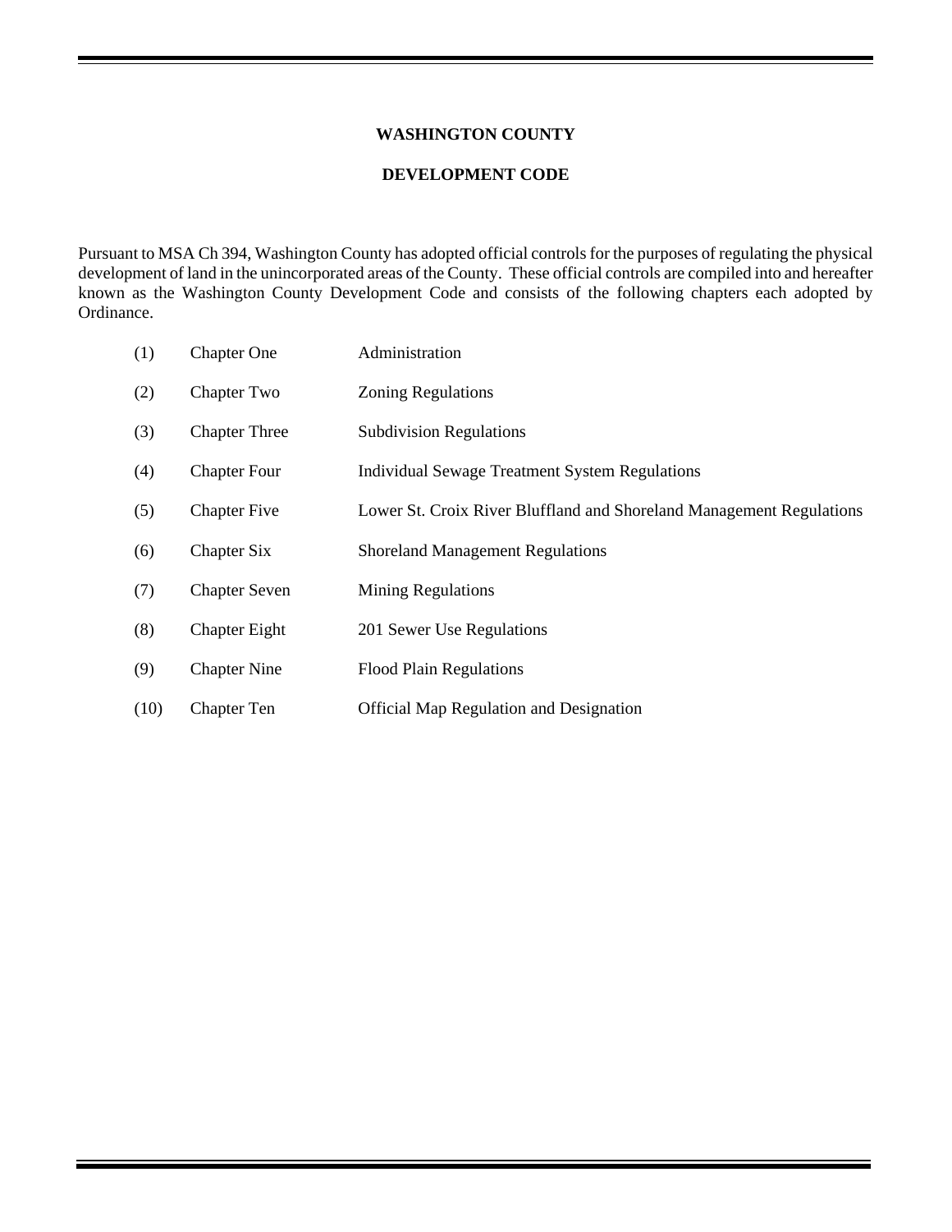# WASHINGTON COUNTY

## DEVELOPMENT CODE

Pursuant to MSA Ch 394, Washington County has adopted official controls for the purposes of regulating the physical development of land in the unincorporated areas of the County. These official controls are compiled into and hereafter known as the Washington County Development Code and consists of the following chapters each adopted by Ordinance.

| | | |
|---|---|---|
| (1) | Chapter One | Administration |
| (2) | Chapter Two | Zoning Regulations |
| (3) | Chapter Three | Subdivision Regulations |
| (4) | Chapter Four | Individual Sewage Treatment System Regulations |
| (5) | Chapter Five | Lower St. Croix River Bluffland and Shoreland Management Regulations |
| (6) | Chapter Six | Shoreland Management Regulations |
| (7) | Chapter Seven | Mining Regulations |
| (8) | Chapter Eight | 201 Sewer Use Regulations |
| (9) | Chapter Nine | Flood Plain Regulations |
| (10) | Chapter Ten | Official Map Regulation and Designation |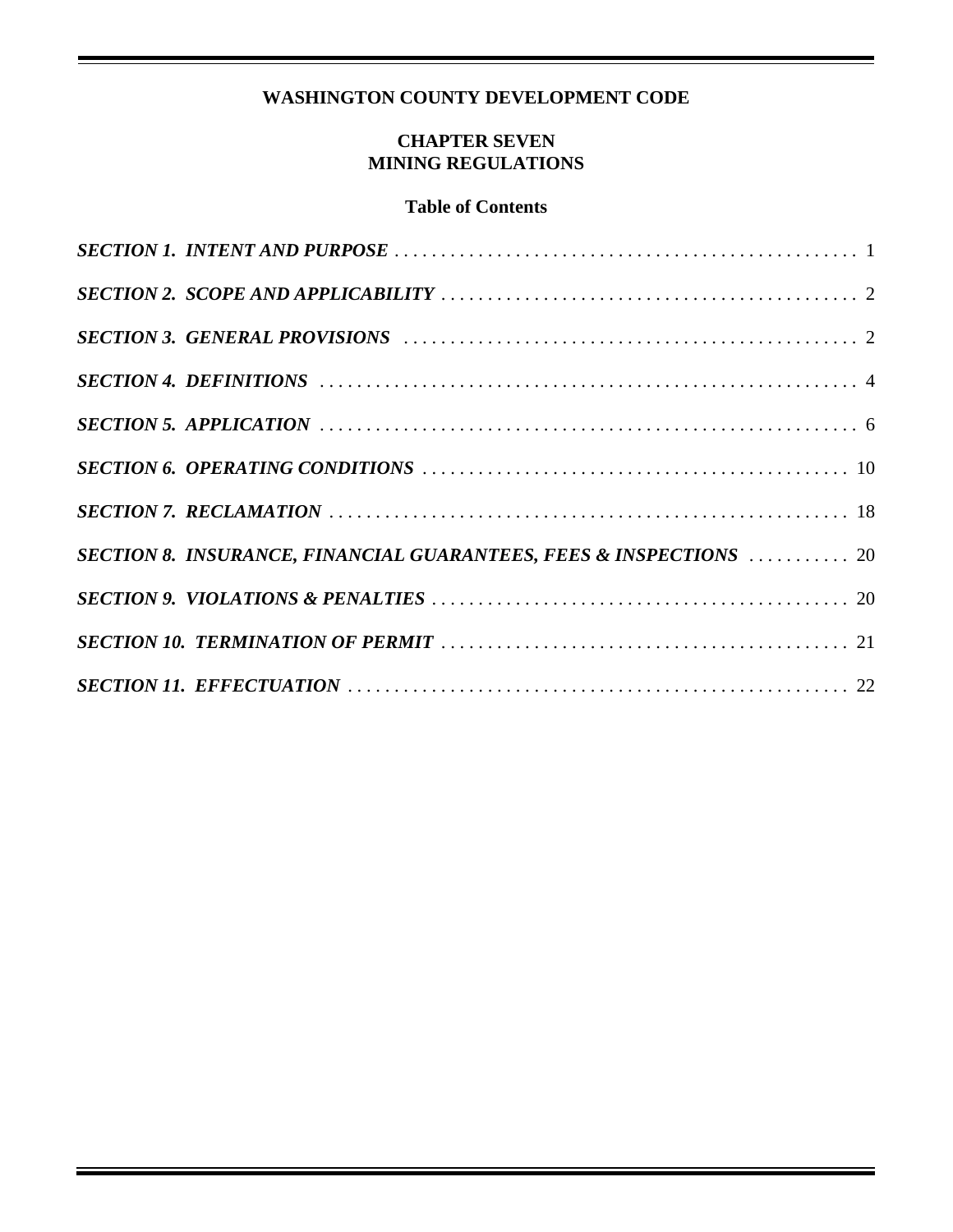**WASHINGTON COUNTY DEVELOPMENT CODE**

**CHAPTER SEVEN**
**MINING REGULATIONS**

**Table of Contents**

***SECTION 1. INTENT AND PURPOSE*** . . . . . . . . . . . . . . . . . . . . . . . . . . . . . . . . . . . . . . . . . . . . . . . . 1

***SECTION 2. SCOPE AND APPLICABILITY*** . . . . . . . . . . . . . . . . . . . . . . . . . . . . . . . . . . . . . . . . . . . . 2

***SECTION 3. GENERAL PROVISIONS*** . . . . . . . . . . . . . . . . . . . . . . . . . . . . . . . . . . . . . . . . . . . . . . . . 2

***SECTION 4. DEFINITIONS*** . . . . . . . . . . . . . . . . . . . . . . . . . . . . . . . . . . . . . . . . . . . . . . . . . . . . . . . . 4

***SECTION 5. APPLICATION*** . . . . . . . . . . . . . . . . . . . . . . . . . . . . . . . . . . . . . . . . . . . . . . . . . . . . . . . . 6

***SECTION 6. OPERATING CONDITIONS*** . . . . . . . . . . . . . . . . . . . . . . . . . . . . . . . . . . . . . . . . . . . . . 10

***SECTION 7. RECLAMATION*** . . . . . . . . . . . . . . . . . . . . . . . . . . . . . . . . . . . . . . . . . . . . . . . . . . . . . . 18

***SECTION 8. INSURANCE, FINANCIAL GUARANTEES, FEES & INSPECTIONS*** . . . . . . . . . . . 20

***SECTION 9. VIOLATIONS & PENALTIES*** . . . . . . . . . . . . . . . . . . . . . . . . . . . . . . . . . . . . . . . . . . . . 20

***SECTION 10. TERMINATION OF PERMIT*** . . . . . . . . . . . . . . . . . . . . . . . . . . . . . . . . . . . . . . . . . . . 21

***SECTION 11. EFFECTUATION*** . . . . . . . . . . . . . . . . . . . . . . . . . . . . . . . . . . . . . . . . . . . . . . . . . . . . . 22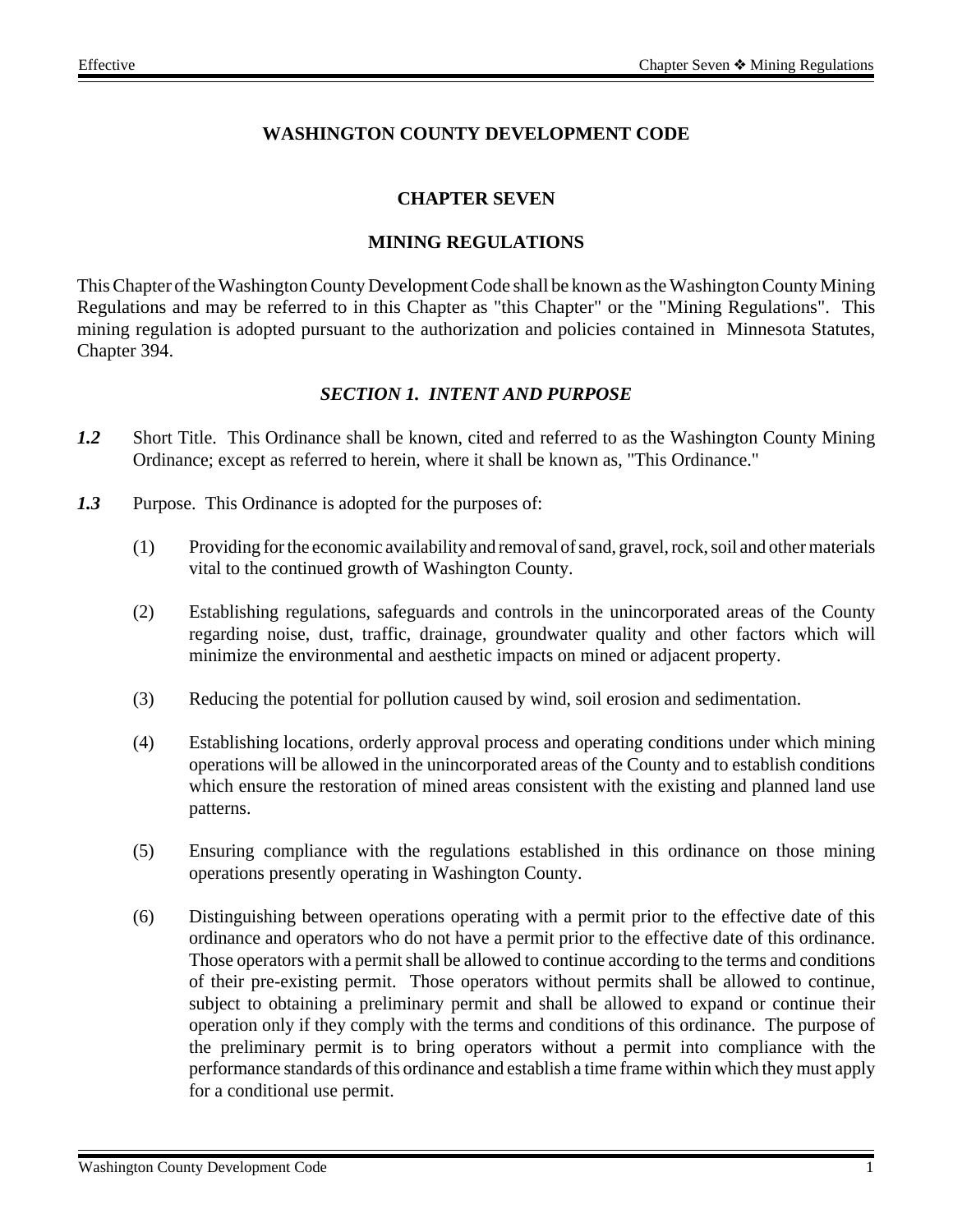# WASHINGTON COUNTY DEVELOPMENT CODE

## CHAPTER SEVEN

## MINING REGULATIONS

This Chapter of the Washington County Development Code shall be known as the Washington County Mining Regulations and may be referred to in this Chapter as "this Chapter" or the "Mining Regulations". This mining regulation is adopted pursuant to the authorization and policies contained in Minnesota Statutes, Chapter 394.

### *SECTION 1. INTENT AND PURPOSE*

***1.2*** Short Title. This Ordinance shall be known, cited and referred to as the Washington County Mining Ordinance; except as referred to herein, where it shall be known as, "This Ordinance."

***1.3*** Purpose. This Ordinance is adopted for the purposes of:

(1) Providing for the economic availability and removal of sand, gravel, rock, soil and other materials vital to the continued growth of Washington County.

(2) Establishing regulations, safeguards and controls in the unincorporated areas of the County regarding noise, dust, traffic, drainage, groundwater quality and other factors which will minimize the environmental and aesthetic impacts on mined or adjacent property.

(3) Reducing the potential for pollution caused by wind, soil erosion and sedimentation.

(4) Establishing locations, orderly approval process and operating conditions under which mining operations will be allowed in the unincorporated areas of the County and to establish conditions which ensure the restoration of mined areas consistent with the existing and planned land use patterns.

(5) Ensuring compliance with the regulations established in this ordinance on those mining operations presently operating in Washington County.

(6) Distinguishing between operations operating with a permit prior to the effective date of this ordinance and operators who do not have a permit prior to the effective date of this ordinance. Those operators with a permit shall be allowed to continue according to the terms and conditions of their pre-existing permit. Those operators without permits shall be allowed to continue, subject to obtaining a preliminary permit and shall be allowed to expand or continue their operation only if they comply with the terms and conditions of this ordinance. The purpose of the preliminary permit is to bring operators without a permit into compliance with the performance standards of this ordinance and establish a time frame within which they must apply for a conditional use permit.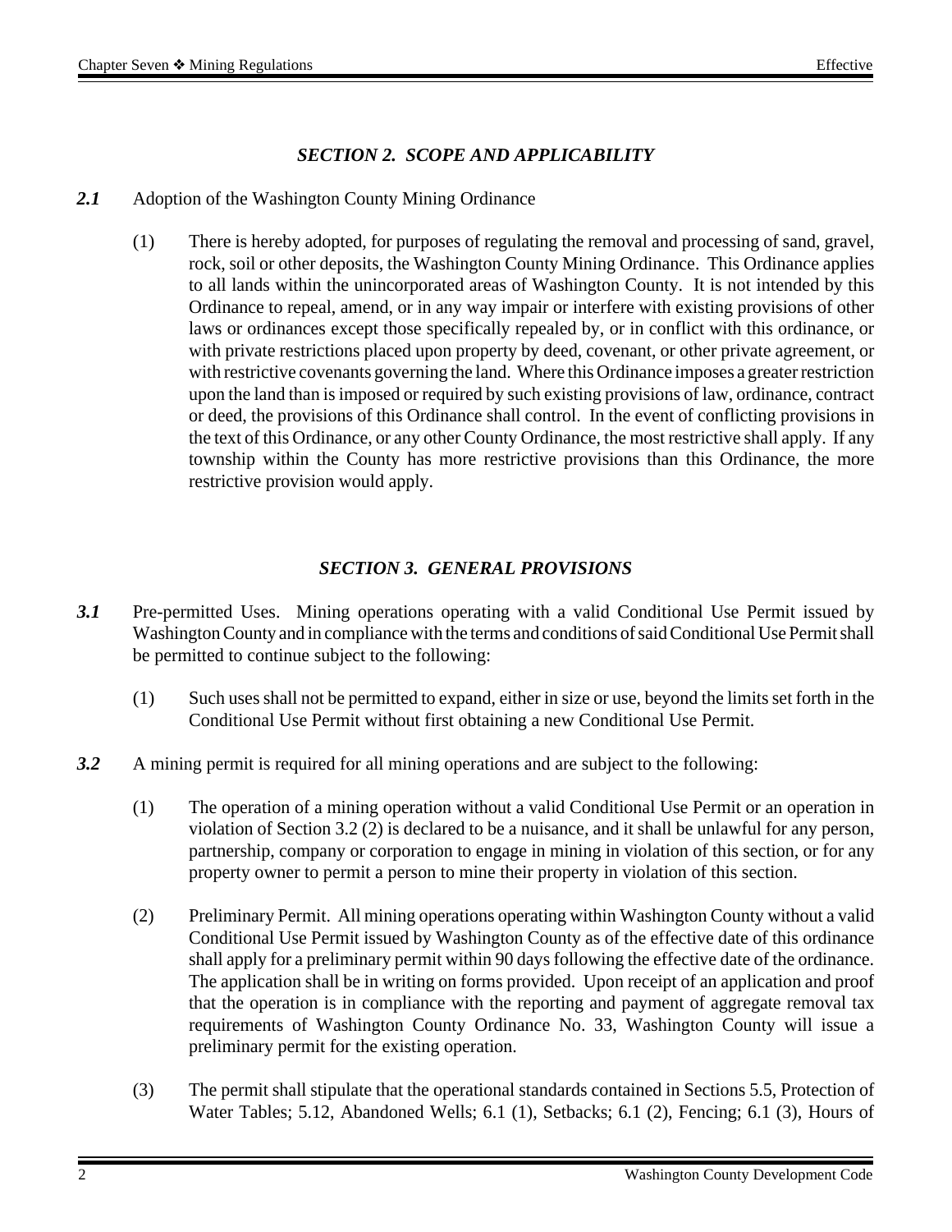## *SECTION 2. SCOPE AND APPLICABILITY*

***2.1*** Adoption of the Washington County Mining Ordinance

(1) There is hereby adopted, for purposes of regulating the removal and processing of sand, gravel, rock, soil or other deposits, the Washington County Mining Ordinance. This Ordinance applies to all lands within the unincorporated areas of Washington County. It is not intended by this Ordinance to repeal, amend, or in any way impair or interfere with existing provisions of other laws or ordinances except those specifically repealed by, or in conflict with this ordinance, or with private restrictions placed upon property by deed, covenant, or other private agreement, or with restrictive covenants governing the land. Where this Ordinance imposes a greater restriction upon the land than is imposed or required by such existing provisions of law, ordinance, contract or deed, the provisions of this Ordinance shall control. In the event of conflicting provisions in the text of this Ordinance, or any other County Ordinance, the most restrictive shall apply. If any township within the County has more restrictive provisions than this Ordinance, the more restrictive provision would apply.

## *SECTION 3. GENERAL PROVISIONS*

***3.1*** Pre-permitted Uses. Mining operations operating with a valid Conditional Use Permit issued by Washington County and in compliance with the terms and conditions of said Conditional Use Permit shall be permitted to continue subject to the following:

(1) Such uses shall not be permitted to expand, either in size or use, beyond the limits set forth in the Conditional Use Permit without first obtaining a new Conditional Use Permit.

***3.2*** A mining permit is required for all mining operations and are subject to the following:

(1) The operation of a mining operation without a valid Conditional Use Permit or an operation in violation of Section 3.2 (2) is declared to be a nuisance, and it shall be unlawful for any person, partnership, company or corporation to engage in mining in violation of this section, or for any property owner to permit a person to mine their property in violation of this section.

(2) Preliminary Permit. All mining operations operating within Washington County without a valid Conditional Use Permit issued by Washington County as of the effective date of this ordinance shall apply for a preliminary permit within 90 days following the effective date of the ordinance. The application shall be in writing on forms provided. Upon receipt of an application and proof that the operation is in compliance with the reporting and payment of aggregate removal tax requirements of Washington County Ordinance No. 33, Washington County will issue a preliminary permit for the existing operation.

(3) The permit shall stipulate that the operational standards contained in Sections 5.5, Protection of Water Tables; 5.12, Abandoned Wells; 6.1 (1), Setbacks; 6.1 (2), Fencing; 6.1 (3), Hours of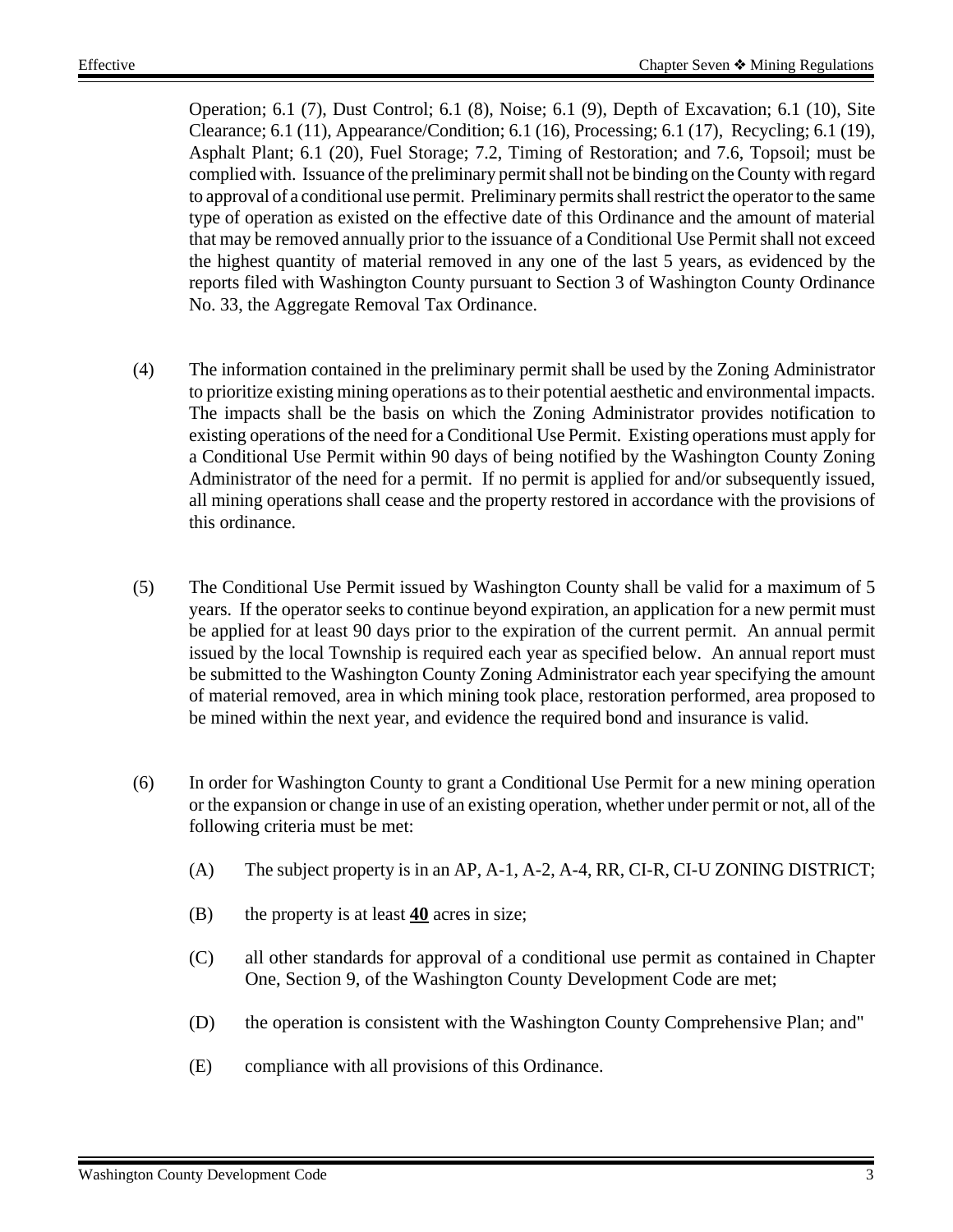Operation; 6.1 (7), Dust Control; 6.1 (8), Noise; 6.1 (9), Depth of Excavation; 6.1 (10), Site Clearance; 6.1 (11), Appearance/Condition; 6.1 (16), Processing; 6.1 (17), Recycling; 6.1 (19), Asphalt Plant; 6.1 (20), Fuel Storage; 7.2, Timing of Restoration; and 7.6, Topsoil; must be complied with. Issuance of the preliminary permit shall not be binding on the County with regard to approval of a conditional use permit. Preliminary permits shall restrict the operator to the same type of operation as existed on the effective date of this Ordinance and the amount of material that may be removed annually prior to the issuance of a Conditional Use Permit shall not exceed the highest quantity of material removed in any one of the last 5 years, as evidenced by the reports filed with Washington County pursuant to Section 3 of Washington County Ordinance No. 33, the Aggregate Removal Tax Ordinance.

(4) The information contained in the preliminary permit shall be used by the Zoning Administrator to prioritize existing mining operations as to their potential aesthetic and environmental impacts. The impacts shall be the basis on which the Zoning Administrator provides notification to existing operations of the need for a Conditional Use Permit. Existing operations must apply for a Conditional Use Permit within 90 days of being notified by the Washington County Zoning Administrator of the need for a permit. If no permit is applied for and/or subsequently issued, all mining operations shall cease and the property restored in accordance with the provisions of this ordinance.

(5) The Conditional Use Permit issued by Washington County shall be valid for a maximum of 5 years. If the operator seeks to continue beyond expiration, an application for a new permit must be applied for at least 90 days prior to the expiration of the current permit. An annual permit issued by the local Township is required each year as specified below. An annual report must be submitted to the Washington County Zoning Administrator each year specifying the amount of material removed, area in which mining took place, restoration performed, area proposed to be mined within the next year, and evidence the required bond and insurance is valid.

(6) In order for Washington County to grant a Conditional Use Permit for a new mining operation or the expansion or change in use of an existing operation, whether under permit or not, all of the following criteria must be met:

(A) The subject property is in an AP, A-1, A-2, A-4, RR, CI-R, CI-U ZONING DISTRICT;

(B) the property is at least **40** acres in size;

(C) all other standards for approval of a conditional use permit as contained in Chapter One, Section 9, of the Washington County Development Code are met;

(D) the operation is consistent with the Washington County Comprehensive Plan; and"

(E) compliance with all provisions of this Ordinance.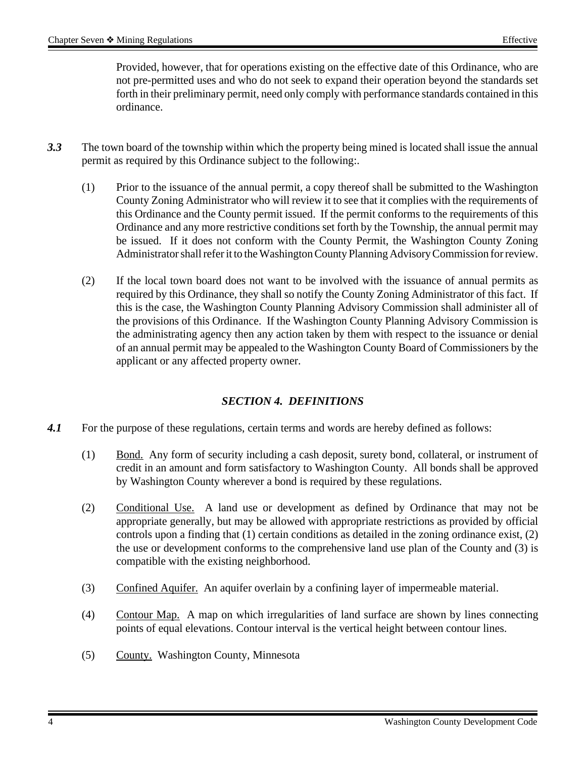Provided, however, that for operations existing on the effective date of this Ordinance, who are not pre-permitted uses and who do not seek to expand their operation beyond the standards set forth in their preliminary permit, need only comply with performance standards contained in this ordinance.

***3.3*** The town board of the township within which the property being mined is located shall issue the annual permit as required by this Ordinance subject to the following:.

(1) Prior to the issuance of the annual permit, a copy thereof shall be submitted to the Washington County Zoning Administrator who will review it to see that it complies with the requirements of this Ordinance and the County permit issued. If the permit conforms to the requirements of this Ordinance and any more restrictive conditions set forth by the Township, the annual permit may be issued. If it does not conform with the County Permit, the Washington County Zoning Administrator shall refer it to the Washington County Planning Advisory Commission for review.

(2) If the local town board does not want to be involved with the issuance of annual permits as required by this Ordinance, they shall so notify the County Zoning Administrator of this fact. If this is the case, the Washington County Planning Advisory Commission shall administer all of the provisions of this Ordinance. If the Washington County Planning Advisory Commission is the administrating agency then any action taken by them with respect to the issuance or denial of an annual permit may be appealed to the Washington County Board of Commissioners by the applicant or any affected property owner.

## *SECTION 4. DEFINITIONS*

***4.1*** For the purpose of these regulations, certain terms and words are hereby defined as follows:

(1) <u>Bond.</u> Any form of security including a cash deposit, surety bond, collateral, or instrument of credit in an amount and form satisfactory to Washington County. All bonds shall be approved by Washington County wherever a bond is required by these regulations.

(2) <u>Conditional Use.</u> A land use or development as defined by Ordinance that may not be appropriate generally, but may be allowed with appropriate restrictions as provided by official controls upon a finding that (1) certain conditions as detailed in the zoning ordinance exist, (2) the use or development conforms to the comprehensive land use plan of the County and (3) is compatible with the existing neighborhood.

(3) <u>Confined Aquifer.</u> An aquifer overlain by a confining layer of impermeable material.

(4) <u>Contour Map.</u> A map on which irregularities of land surface are shown by lines connecting points of equal elevations. Contour interval is the vertical height between contour lines.

(5) <u>County.</u> Washington County, Minnesota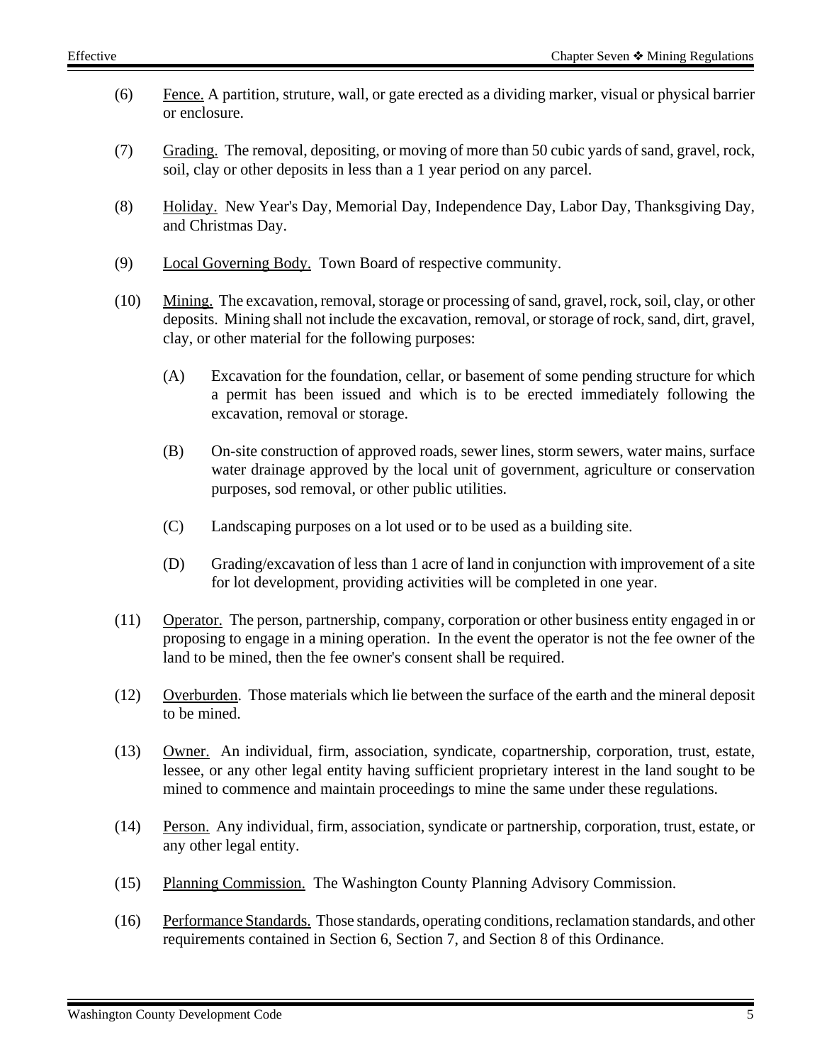(6) Fence. A partition, struture, wall, or gate erected as a dividing marker, visual or physical barrier or enclosure.

(7) Grading. The removal, depositing, or moving of more than 50 cubic yards of sand, gravel, rock, soil, clay or other deposits in less than a 1 year period on any parcel.

(8) Holiday. New Year's Day, Memorial Day, Independence Day, Labor Day, Thanksgiving Day, and Christmas Day.

(9) Local Governing Body. Town Board of respective community.

(10) Mining. The excavation, removal, storage or processing of sand, gravel, rock, soil, clay, or other deposits. Mining shall not include the excavation, removal, or storage of rock, sand, dirt, gravel, clay, or other material for the following purposes:

(A) Excavation for the foundation, cellar, or basement of some pending structure for which a permit has been issued and which is to be erected immediately following the excavation, removal or storage.

(B) On-site construction of approved roads, sewer lines, storm sewers, water mains, surface water drainage approved by the local unit of government, agriculture or conservation purposes, sod removal, or other public utilities.

(C) Landscaping purposes on a lot used or to be used as a building site.

(D) Grading/excavation of less than 1 acre of land in conjunction with improvement of a site for lot development, providing activities will be completed in one year.

(11) Operator. The person, partnership, company, corporation or other business entity engaged in or proposing to engage in a mining operation. In the event the operator is not the fee owner of the land to be mined, then the fee owner's consent shall be required.

(12) Overburden. Those materials which lie between the surface of the earth and the mineral deposit to be mined.

(13) Owner. An individual, firm, association, syndicate, copartnership, corporation, trust, estate, lessee, or any other legal entity having sufficient proprietary interest in the land sought to be mined to commence and maintain proceedings to mine the same under these regulations.

(14) Person. Any individual, firm, association, syndicate or partnership, corporation, trust, estate, or any other legal entity.

(15) Planning Commission. The Washington County Planning Advisory Commission.

(16) Performance Standards. Those standards, operating conditions, reclamation standards, and other requirements contained in Section 6, Section 7, and Section 8 of this Ordinance.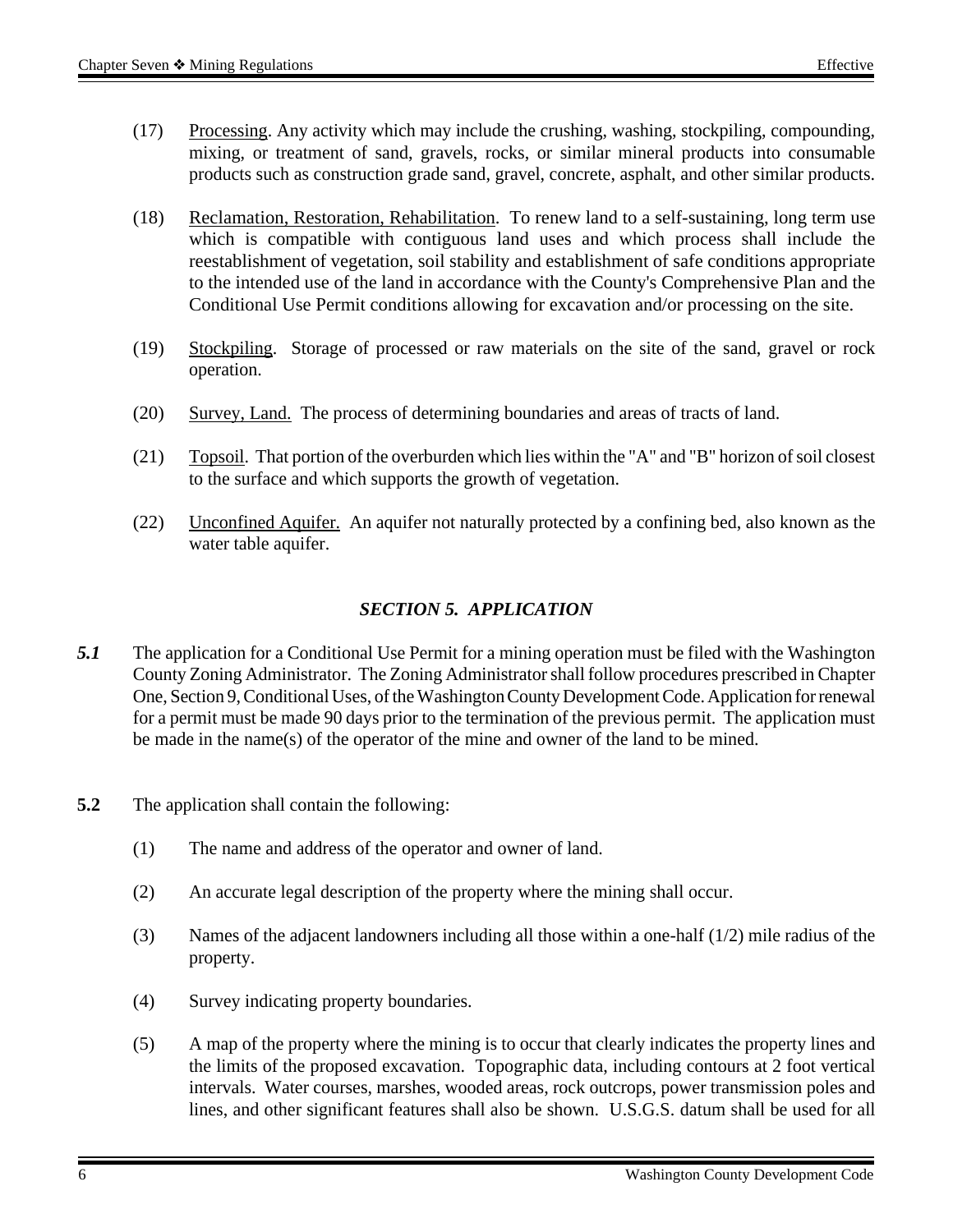(17) Processing. Any activity which may include the crushing, washing, stockpiling, compounding, mixing, or treatment of sand, gravels, rocks, or similar mineral products into consumable products such as construction grade sand, gravel, concrete, asphalt, and other similar products.

(18) Reclamation, Restoration, Rehabilitation. To renew land to a self-sustaining, long term use which is compatible with contiguous land uses and which process shall include the reestablishment of vegetation, soil stability and establishment of safe conditions appropriate to the intended use of the land in accordance with the County's Comprehensive Plan and the Conditional Use Permit conditions allowing for excavation and/or processing on the site.

(19) Stockpiling. Storage of processed or raw materials on the site of the sand, gravel or rock operation.

(20) Survey, Land. The process of determining boundaries and areas of tracts of land.

(21) Topsoil. That portion of the overburden which lies within the "A" and "B" horizon of soil closest to the surface and which supports the growth of vegetation.

(22) Unconfined Aquifer. An aquifer not naturally protected by a confining bed, also known as the water table aquifer.

## *SECTION 5. APPLICATION*

***5.1*** The application for a Conditional Use Permit for a mining operation must be filed with the Washington County Zoning Administrator. The Zoning Administrator shall follow procedures prescribed in Chapter One, Section 9, Conditional Uses, of the Washington County Development Code. Application for renewal for a permit must be made 90 days prior to the termination of the previous permit. The application must be made in the name(s) of the operator of the mine and owner of the land to be mined.

**5.2** The application shall contain the following:

(1) The name and address of the operator and owner of land.

(2) An accurate legal description of the property where the mining shall occur.

(3) Names of the adjacent landowners including all those within a one-half (1/2) mile radius of the property.

(4) Survey indicating property boundaries.

(5) A map of the property where the mining is to occur that clearly indicates the property lines and the limits of the proposed excavation. Topographic data, including contours at 2 foot vertical intervals. Water courses, marshes, wooded areas, rock outcrops, power transmission poles and lines, and other significant features shall also be shown. U.S.G.S. datum shall be used for all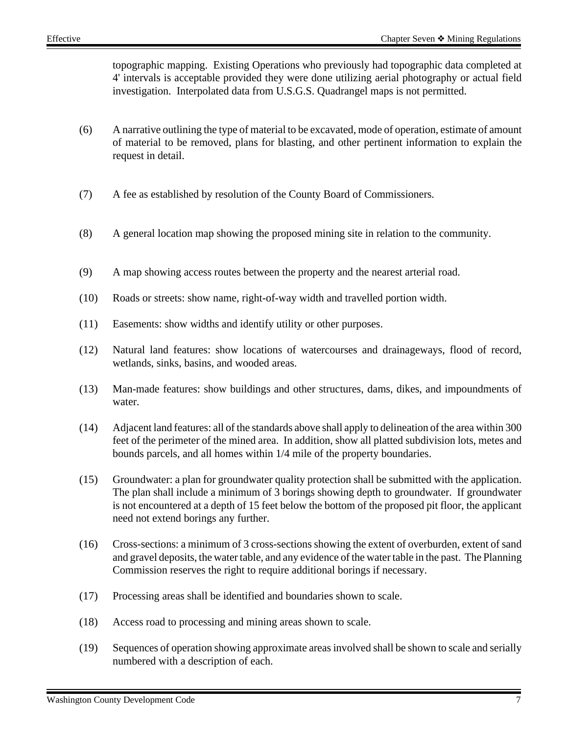topographic mapping. Existing Operations who previously had topographic data completed at 4' intervals is acceptable provided they were done utilizing aerial photography or actual field investigation. Interpolated data from U.S.G.S. Quadrangel maps is not permitted.

(6) A narrative outlining the type of material to be excavated, mode of operation, estimate of amount of material to be removed, plans for blasting, and other pertinent information to explain the request in detail.

(7) A fee as established by resolution of the County Board of Commissioners.

(8) A general location map showing the proposed mining site in relation to the community.

(9) A map showing access routes between the property and the nearest arterial road.

(10) Roads or streets: show name, right-of-way width and travelled portion width.

(11) Easements: show widths and identify utility or other purposes.

(12) Natural land features: show locations of watercourses and drainageways, flood of record, wetlands, sinks, basins, and wooded areas.

(13) Man-made features: show buildings and other structures, dams, dikes, and impoundments of water.

(14) Adjacent land features: all of the standards above shall apply to delineation of the area within 300 feet of the perimeter of the mined area. In addition, show all platted subdivision lots, metes and bounds parcels, and all homes within 1/4 mile of the property boundaries.

(15) Groundwater: a plan for groundwater quality protection shall be submitted with the application. The plan shall include a minimum of 3 borings showing depth to groundwater. If groundwater is not encountered at a depth of 15 feet below the bottom of the proposed pit floor, the applicant need not extend borings any further.

(16) Cross-sections: a minimum of 3 cross-sections showing the extent of overburden, extent of sand and gravel deposits, the water table, and any evidence of the water table in the past. The Planning Commission reserves the right to require additional borings if necessary.

(17) Processing areas shall be identified and boundaries shown to scale.

(18) Access road to processing and mining areas shown to scale.

(19) Sequences of operation showing approximate areas involved shall be shown to scale and serially numbered with a description of each.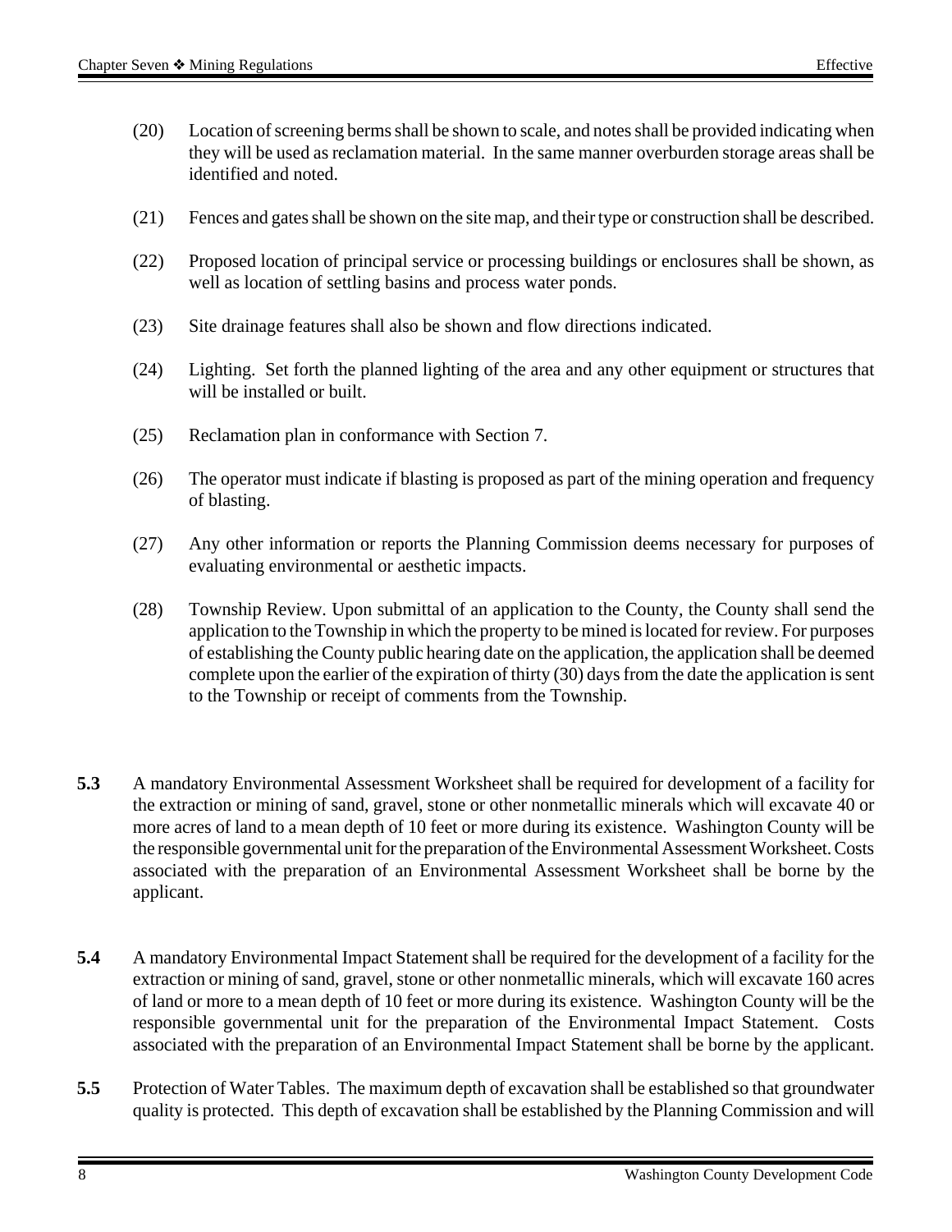(20) Location of screening berms shall be shown to scale, and notes shall be provided indicating when they will be used as reclamation material. In the same manner overburden storage areas shall be identified and noted.

(21) Fences and gates shall be shown on the site map, and their type or construction shall be described.

(22) Proposed location of principal service or processing buildings or enclosures shall be shown, as well as location of settling basins and process water ponds.

(23) Site drainage features shall also be shown and flow directions indicated.

(24) Lighting. Set forth the planned lighting of the area and any other equipment or structures that will be installed or built.

(25) Reclamation plan in conformance with Section 7.

(26) The operator must indicate if blasting is proposed as part of the mining operation and frequency of blasting.

(27) Any other information or reports the Planning Commission deems necessary for purposes of evaluating environmental or aesthetic impacts.

(28) Township Review. Upon submittal of an application to the County, the County shall send the application to the Township in which the property to be mined is located for review. For purposes of establishing the County public hearing date on the application, the application shall be deemed complete upon the earlier of the expiration of thirty (30) days from the date the application is sent to the Township or receipt of comments from the Township.

**5.3** A mandatory Environmental Assessment Worksheet shall be required for development of a facility for the extraction or mining of sand, gravel, stone or other nonmetallic minerals which will excavate 40 or more acres of land to a mean depth of 10 feet or more during its existence. Washington County will be the responsible governmental unit for the preparation of the Environmental Assessment Worksheet. Costs associated with the preparation of an Environmental Assessment Worksheet shall be borne by the applicant.

**5.4** A mandatory Environmental Impact Statement shall be required for the development of a facility for the extraction or mining of sand, gravel, stone or other nonmetallic minerals, which will excavate 160 acres of land or more to a mean depth of 10 feet or more during its existence. Washington County will be the responsible governmental unit for the preparation of the Environmental Impact Statement. Costs associated with the preparation of an Environmental Impact Statement shall be borne by the applicant.

**5.5** Protection of Water Tables. The maximum depth of excavation shall be established so that groundwater quality is protected. This depth of excavation shall be established by the Planning Commission and will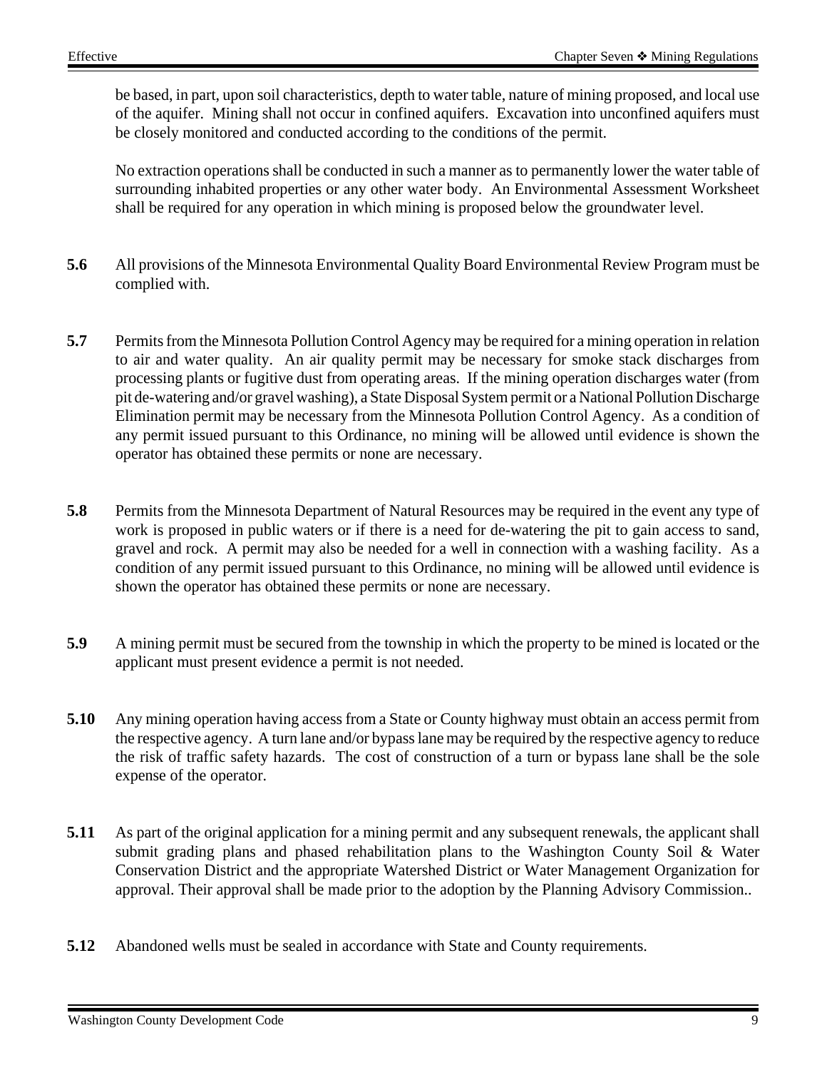be based, in part, upon soil characteristics, depth to water table, nature of mining proposed, and local use of the aquifer. Mining shall not occur in confined aquifers. Excavation into unconfined aquifers must be closely monitored and conducted according to the conditions of the permit.

No extraction operations shall be conducted in such a manner as to permanently lower the water table of surrounding inhabited properties or any other water body. An Environmental Assessment Worksheet shall be required for any operation in which mining is proposed below the groundwater level.

**5.6** All provisions of the Minnesota Environmental Quality Board Environmental Review Program must be complied with.

**5.7** Permits from the Minnesota Pollution Control Agency may be required for a mining operation in relation to air and water quality. An air quality permit may be necessary for smoke stack discharges from processing plants or fugitive dust from operating areas. If the mining operation discharges water (from pit de-watering and/or gravel washing), a State Disposal System permit or a National Pollution Discharge Elimination permit may be necessary from the Minnesota Pollution Control Agency. As a condition of any permit issued pursuant to this Ordinance, no mining will be allowed until evidence is shown the operator has obtained these permits or none are necessary.

**5.8** Permits from the Minnesota Department of Natural Resources may be required in the event any type of work is proposed in public waters or if there is a need for de-watering the pit to gain access to sand, gravel and rock. A permit may also be needed for a well in connection with a washing facility. As a condition of any permit issued pursuant to this Ordinance, no mining will be allowed until evidence is shown the operator has obtained these permits or none are necessary.

**5.9** A mining permit must be secured from the township in which the property to be mined is located or the applicant must present evidence a permit is not needed.

**5.10** Any mining operation having access from a State or County highway must obtain an access permit from the respective agency. A turn lane and/or bypass lane may be required by the respective agency to reduce the risk of traffic safety hazards. The cost of construction of a turn or bypass lane shall be the sole expense of the operator.

**5.11** As part of the original application for a mining permit and any subsequent renewals, the applicant shall submit grading plans and phased rehabilitation plans to the Washington County Soil & Water Conservation District and the appropriate Watershed District or Water Management Organization for approval. Their approval shall be made prior to the adoption by the Planning Advisory Commission..

**5.12** Abandoned wells must be sealed in accordance with State and County requirements.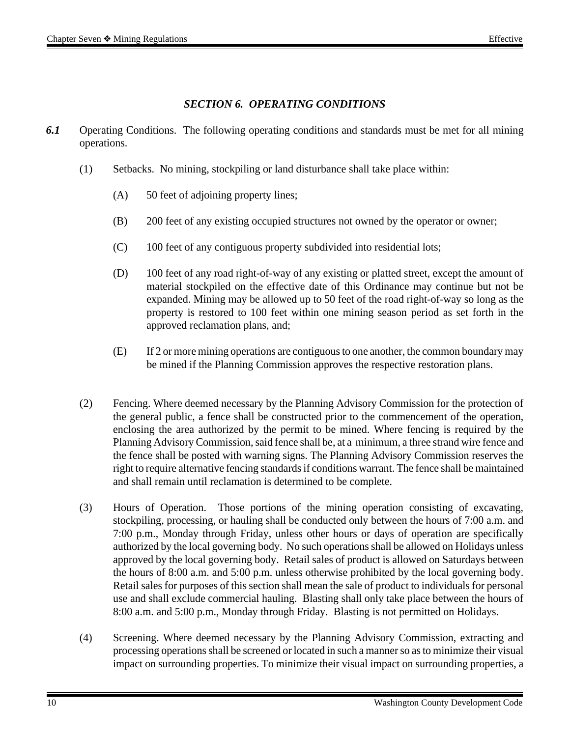### *SECTION 6. OPERATING CONDITIONS*

***6.1*** Operating Conditions. The following operating conditions and standards must be met for all mining operations.

(1) Setbacks. No mining, stockpiling or land disturbance shall take place within:

(A) 50 feet of adjoining property lines;

(B) 200 feet of any existing occupied structures not owned by the operator or owner;

(C) 100 feet of any contiguous property subdivided into residential lots;

(D) 100 feet of any road right-of-way of any existing or platted street, except the amount of material stockpiled on the effective date of this Ordinance may continue but not be expanded. Mining may be allowed up to 50 feet of the road right-of-way so long as the property is restored to 100 feet within one mining season period as set forth in the approved reclamation plans, and;

(E) If 2 or more mining operations are contiguous to one another, the common boundary may be mined if the Planning Commission approves the respective restoration plans.

(2) Fencing. Where deemed necessary by the Planning Advisory Commission for the protection of the general public, a fence shall be constructed prior to the commencement of the operation, enclosing the area authorized by the permit to be mined. Where fencing is required by the Planning Advisory Commission, said fence shall be, at a minimum, a three strand wire fence and the fence shall be posted with warning signs. The Planning Advisory Commission reserves the right to require alternative fencing standards if conditions warrant. The fence shall be maintained and shall remain until reclamation is determined to be complete.

(3) Hours of Operation. Those portions of the mining operation consisting of excavating, stockpiling, processing, or hauling shall be conducted only between the hours of 7:00 a.m. and 7:00 p.m., Monday through Friday, unless other hours or days of operation are specifically authorized by the local governing body. No such operations shall be allowed on Holidays unless approved by the local governing body. Retail sales of product is allowed on Saturdays between the hours of 8:00 a.m. and 5:00 p.m. unless otherwise prohibited by the local governing body. Retail sales for purposes of this section shall mean the sale of product to individuals for personal use and shall exclude commercial hauling. Blasting shall only take place between the hours of 8:00 a.m. and 5:00 p.m., Monday through Friday. Blasting is not permitted on Holidays.

(4) Screening. Where deemed necessary by the Planning Advisory Commission, extracting and processing operations shall be screened or located in such a manner so as to minimize their visual impact on surrounding properties. To minimize their visual impact on surrounding properties, a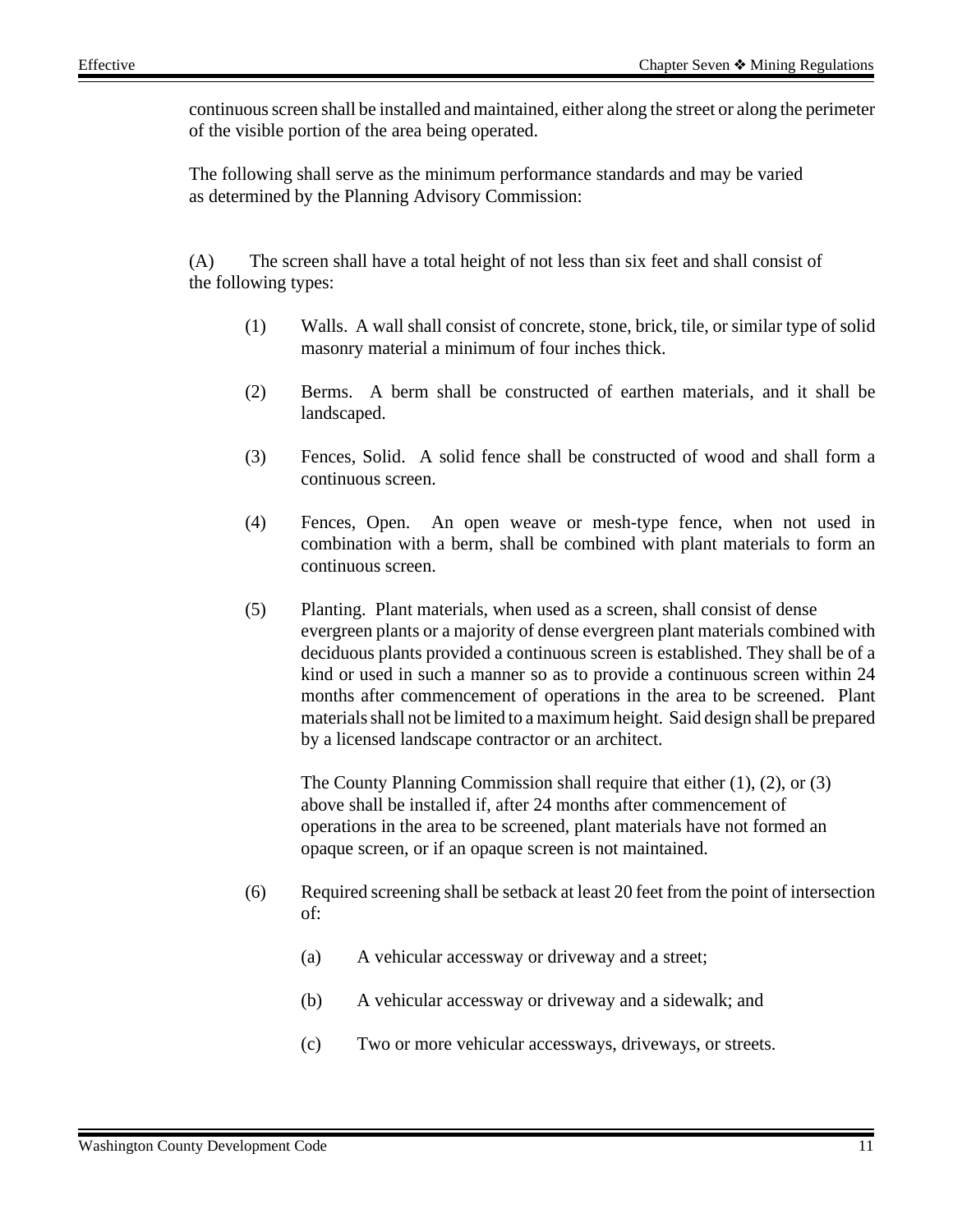continuous screen shall be installed and maintained, either along the street or along the perimeter of the visible portion of the area being operated.

The following shall serve as the minimum performance standards and may be varied as determined by the Planning Advisory Commission:

(A) The screen shall have a total height of not less than six feet and shall consist of the following types:

(1) Walls. A wall shall consist of concrete, stone, brick, tile, or similar type of solid masonry material a minimum of four inches thick.

(2) Berms. A berm shall be constructed of earthen materials, and it shall be landscaped.

(3) Fences, Solid. A solid fence shall be constructed of wood and shall form a continuous screen.

(4) Fences, Open. An open weave or mesh-type fence, when not used in combination with a berm, shall be combined with plant materials to form an continuous screen.

(5) Planting. Plant materials, when used as a screen, shall consist of dense evergreen plants or a majority of dense evergreen plant materials combined with deciduous plants provided a continuous screen is established. They shall be of a kind or used in such a manner so as to provide a continuous screen within 24 months after commencement of operations in the area to be screened. Plant materials shall not be limited to a maximum height. Said design shall be prepared by a licensed landscape contractor or an architect.

The County Planning Commission shall require that either (1), (2), or (3) above shall be installed if, after 24 months after commencement of operations in the area to be screened, plant materials have not formed an opaque screen, or if an opaque screen is not maintained.

(6) Required screening shall be setback at least 20 feet from the point of intersection of:

(a) A vehicular accessway or driveway and a street;

(b) A vehicular accessway or driveway and a sidewalk; and

(c) Two or more vehicular accessways, driveways, or streets.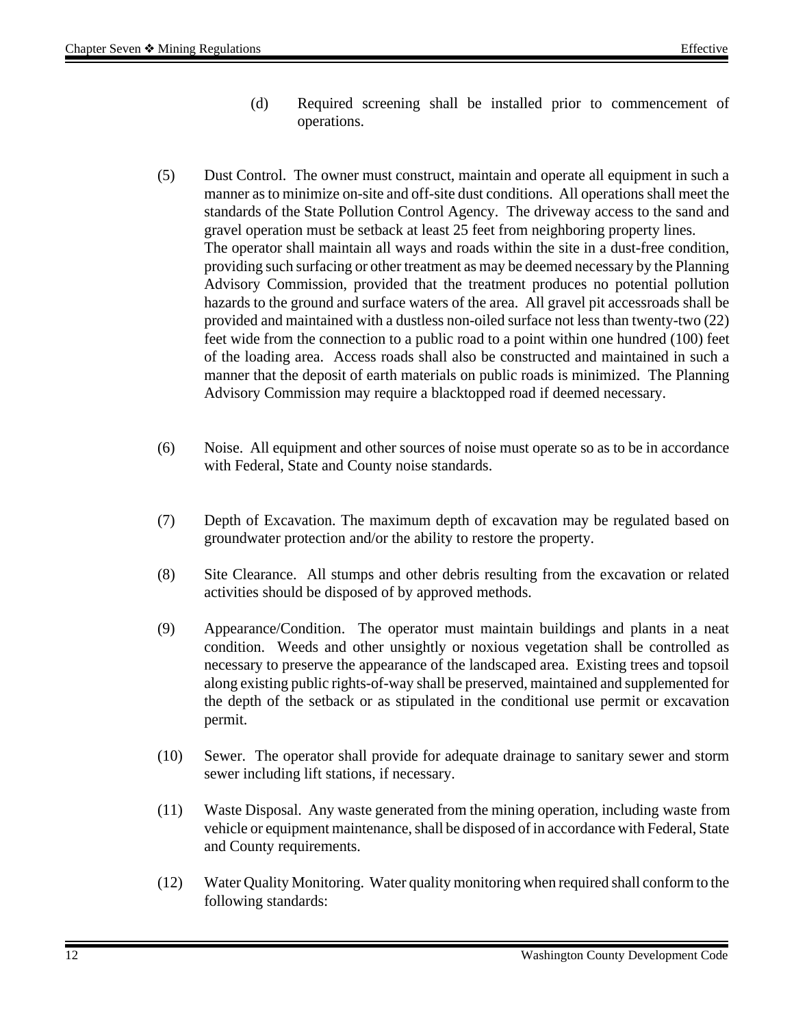(d) Required screening shall be installed prior to commencement of operations.

(5) Dust Control. The owner must construct, maintain and operate all equipment in such a manner as to minimize on-site and off-site dust conditions. All operations shall meet the standards of the State Pollution Control Agency. The driveway access to the sand and gravel operation must be setback at least 25 feet from neighboring property lines. The operator shall maintain all ways and roads within the site in a dust-free condition, providing such surfacing or other treatment as may be deemed necessary by the Planning Advisory Commission, provided that the treatment produces no potential pollution hazards to the ground and surface waters of the area. All gravel pit accessroads shall be provided and maintained with a dustless non-oiled surface not less than twenty-two (22) feet wide from the connection to a public road to a point within one hundred (100) feet of the loading area. Access roads shall also be constructed and maintained in such a manner that the deposit of earth materials on public roads is minimized. The Planning Advisory Commission may require a blacktopped road if deemed necessary.

(6) Noise. All equipment and other sources of noise must operate so as to be in accordance with Federal, State and County noise standards.

(7) Depth of Excavation. The maximum depth of excavation may be regulated based on groundwater protection and/or the ability to restore the property.

(8) Site Clearance. All stumps and other debris resulting from the excavation or related activities should be disposed of by approved methods.

(9) Appearance/Condition. The operator must maintain buildings and plants in a neat condition. Weeds and other unsightly or noxious vegetation shall be controlled as necessary to preserve the appearance of the landscaped area. Existing trees and topsoil along existing public rights-of-way shall be preserved, maintained and supplemented for the depth of the setback or as stipulated in the conditional use permit or excavation permit.

(10) Sewer. The operator shall provide for adequate drainage to sanitary sewer and storm sewer including lift stations, if necessary.

(11) Waste Disposal. Any waste generated from the mining operation, including waste from vehicle or equipment maintenance, shall be disposed of in accordance with Federal, State and County requirements.

(12) Water Quality Monitoring. Water quality monitoring when required shall conform to the following standards: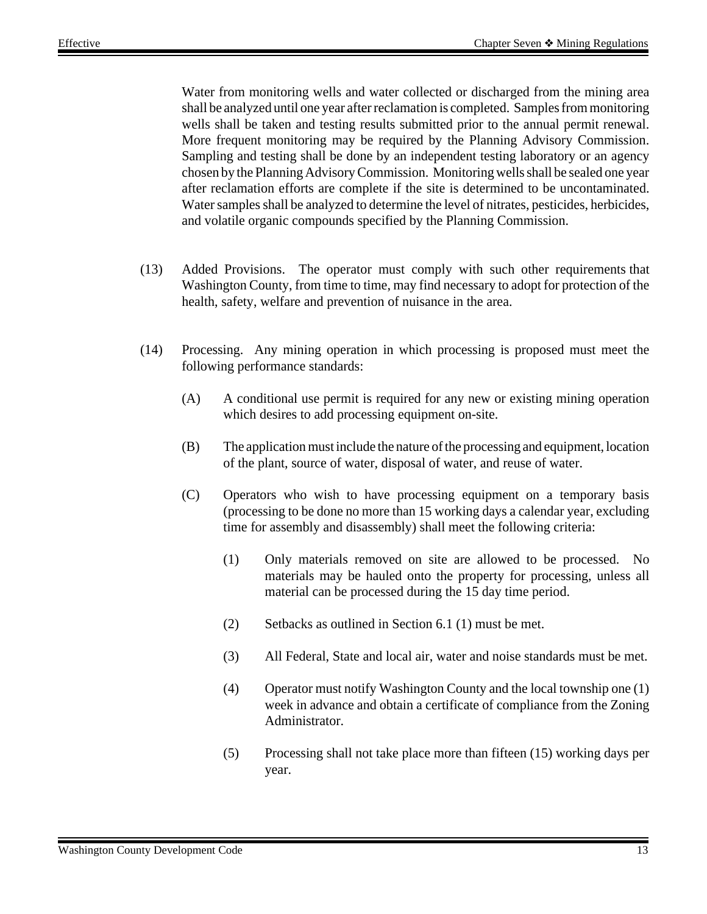Water from monitoring wells and water collected or discharged from the mining area shall be analyzed until one year after reclamation is completed. Samples from monitoring wells shall be taken and testing results submitted prior to the annual permit renewal. More frequent monitoring may be required by the Planning Advisory Commission. Sampling and testing shall be done by an independent testing laboratory or an agency chosen by the Planning Advisory Commission. Monitoring wells shall be sealed one year after reclamation efforts are complete if the site is determined to be uncontaminated. Water samples shall be analyzed to determine the level of nitrates, pesticides, herbicides, and volatile organic compounds specified by the Planning Commission.

(13) Added Provisions. The operator must comply with such other requirements that Washington County, from time to time, may find necessary to adopt for protection of the health, safety, welfare and prevention of nuisance in the area.

(14) Processing. Any mining operation in which processing is proposed must meet the following performance standards:

- (A) A conditional use permit is required for any new or existing mining operation which desires to add processing equipment on-site.
- (B) The application must include the nature of the processing and equipment, location of the plant, source of water, disposal of water, and reuse of water.
- (C) Operators who wish to have processing equipment on a temporary basis (processing to be done no more than 15 working days a calendar year, excluding time for assembly and disassembly) shall meet the following criteria:
  - (1) Only materials removed on site are allowed to be processed. No materials may be hauled onto the property for processing, unless all material can be processed during the 15 day time period.
  - (2) Setbacks as outlined in Section 6.1 (1) must be met.
  - (3) All Federal, State and local air, water and noise standards must be met.
  - (4) Operator must notify Washington County and the local township one (1) week in advance and obtain a certificate of compliance from the Zoning Administrator.
  - (5) Processing shall not take place more than fifteen (15) working days per year.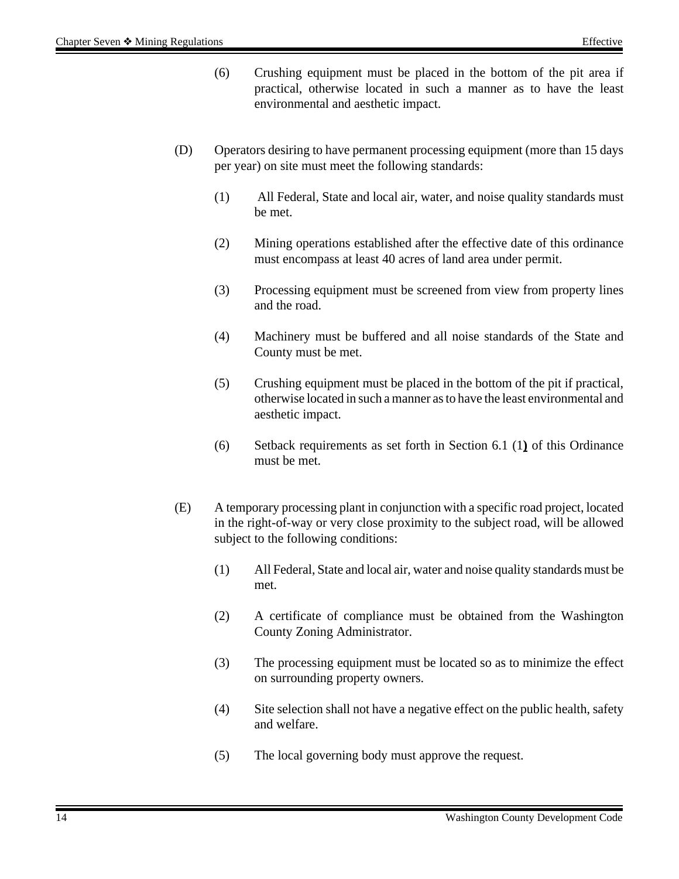(6) Crushing equipment must be placed in the bottom of the pit area if practical, otherwise located in such a manner as to have the least environmental and aesthetic impact.

(D) Operators desiring to have permanent processing equipment (more than 15 days per year) on site must meet the following standards:

(1) All Federal, State and local air, water, and noise quality standards must be met.

(2) Mining operations established after the effective date of this ordinance must encompass at least 40 acres of land area under permit.

(3) Processing equipment must be screened from view from property lines and the road.

(4) Machinery must be buffered and all noise standards of the State and County must be met.

(5) Crushing equipment must be placed in the bottom of the pit if practical, otherwise located in such a manner as to have the least environmental and aesthetic impact.

(6) Setback requirements as set forth in Section 6.1 (1**)** of this Ordinance must be met.

(E) A temporary processing plant in conjunction with a specific road project, located in the right-of-way or very close proximity to the subject road, will be allowed subject to the following conditions:

(1) All Federal, State and local air, water and noise quality standards must be met.

(2) A certificate of compliance must be obtained from the Washington County Zoning Administrator.

(3) The processing equipment must be located so as to minimize the effect on surrounding property owners.

(4) Site selection shall not have a negative effect on the public health, safety and welfare.

(5) The local governing body must approve the request.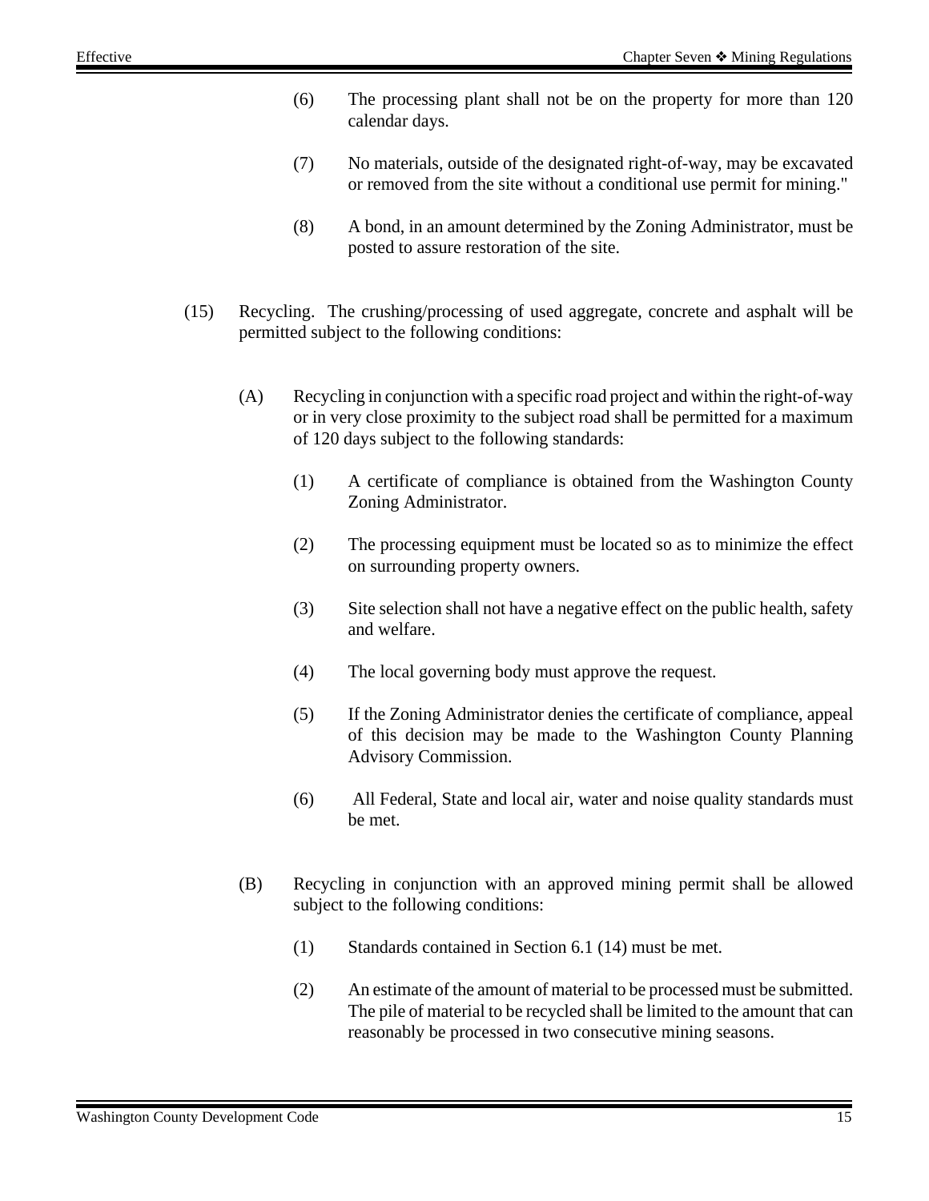(6) The processing plant shall not be on the property for more than 120 calendar days.

(7) No materials, outside of the designated right-of-way, may be excavated or removed from the site without a conditional use permit for mining."

(8) A bond, in an amount determined by the Zoning Administrator, must be posted to assure restoration of the site.

(15) Recycling. The crushing/processing of used aggregate, concrete and asphalt will be permitted subject to the following conditions:

(A) Recycling in conjunction with a specific road project and within the right-of-way or in very close proximity to the subject road shall be permitted for a maximum of 120 days subject to the following standards:

(1) A certificate of compliance is obtained from the Washington County Zoning Administrator.

(2) The processing equipment must be located so as to minimize the effect on surrounding property owners.

(3) Site selection shall not have a negative effect on the public health, safety and welfare.

(4) The local governing body must approve the request.

(5) If the Zoning Administrator denies the certificate of compliance, appeal of this decision may be made to the Washington County Planning Advisory Commission.

(6) All Federal, State and local air, water and noise quality standards must be met.

(B) Recycling in conjunction with an approved mining permit shall be allowed subject to the following conditions:

(1) Standards contained in Section 6.1 (14) must be met.

(2) An estimate of the amount of material to be processed must be submitted. The pile of material to be recycled shall be limited to the amount that can reasonably be processed in two consecutive mining seasons.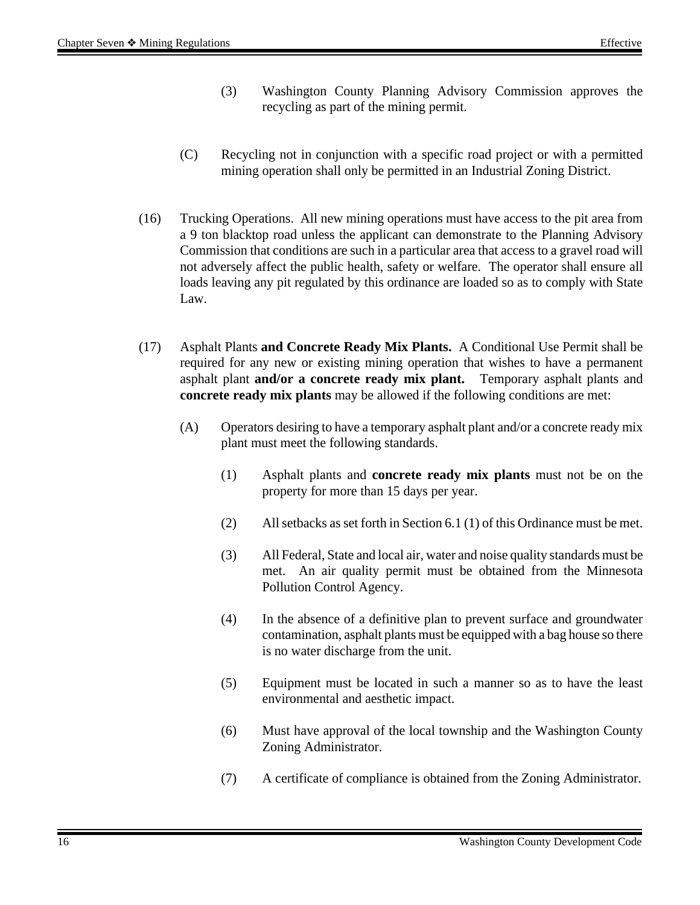(3) Washington County Planning Advisory Commission approves the recycling as part of the mining permit.

(C) Recycling not in conjunction with a specific road project or with a permitted mining operation shall only be permitted in an Industrial Zoning District.

(16) Trucking Operations. All new mining operations must have access to the pit area from a 9 ton blacktop road unless the applicant can demonstrate to the Planning Advisory Commission that conditions are such in a particular area that access to a gravel road will not adversely affect the public health, safety or welfare. The operator shall ensure all loads leaving any pit regulated by this ordinance are loaded so as to comply with State Law.

(17) Asphalt Plants **and Concrete Ready Mix Plants.** A Conditional Use Permit shall be required for any new or existing mining operation that wishes to have a permanent asphalt plant **and/or a concrete ready mix plant.** Temporary asphalt plants and **concrete ready mix plants** may be allowed if the following conditions are met:

(A) Operators desiring to have a temporary asphalt plant and/or a concrete ready mix plant must meet the following standards.

(1) Asphalt plants and **concrete ready mix plants** must not be on the property for more than 15 days per year.

(2) All setbacks as set forth in Section 6.1 (1) of this Ordinance must be met.

(3) All Federal, State and local air, water and noise quality standards must be met. An air quality permit must be obtained from the Minnesota Pollution Control Agency.

(4) In the absence of a definitive plan to prevent surface and groundwater contamination, asphalt plants must be equipped with a bag house so there is no water discharge from the unit.

(5) Equipment must be located in such a manner so as to have the least environmental and aesthetic impact.

(6) Must have approval of the local township and the Washington County Zoning Administrator.

(7) A certificate of compliance is obtained from the Zoning Administrator.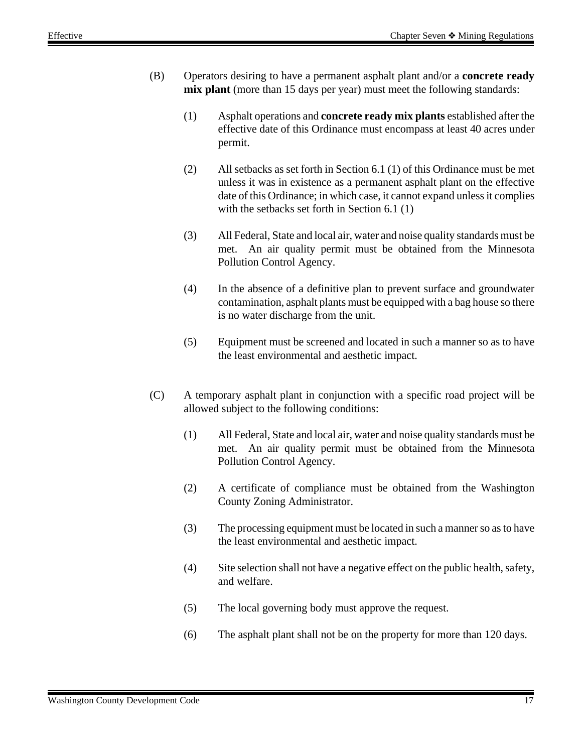(B) Operators desiring to have a permanent asphalt plant and/or a **concrete ready mix plant** (more than 15 days per year) must meet the following standards:

(1) Asphalt operations and **concrete ready mix plants** established after the effective date of this Ordinance must encompass at least 40 acres under permit.

(2) All setbacks as set forth in Section 6.1 (1) of this Ordinance must be met unless it was in existence as a permanent asphalt plant on the effective date of this Ordinance; in which case, it cannot expand unless it complies with the setbacks set forth in Section 6.1 (1)

(3) All Federal, State and local air, water and noise quality standards must be met. An air quality permit must be obtained from the Minnesota Pollution Control Agency.

(4) In the absence of a definitive plan to prevent surface and groundwater contamination, asphalt plants must be equipped with a bag house so there is no water discharge from the unit.

(5) Equipment must be screened and located in such a manner so as to have the least environmental and aesthetic impact.

(C) A temporary asphalt plant in conjunction with a specific road project will be allowed subject to the following conditions:

(1) All Federal, State and local air, water and noise quality standards must be met. An air quality permit must be obtained from the Minnesota Pollution Control Agency.

(2) A certificate of compliance must be obtained from the Washington County Zoning Administrator.

(3) The processing equipment must be located in such a manner so as to have the least environmental and aesthetic impact.

(4) Site selection shall not have a negative effect on the public health, safety, and welfare.

(5) The local governing body must approve the request.

(6) The asphalt plant shall not be on the property for more than 120 days.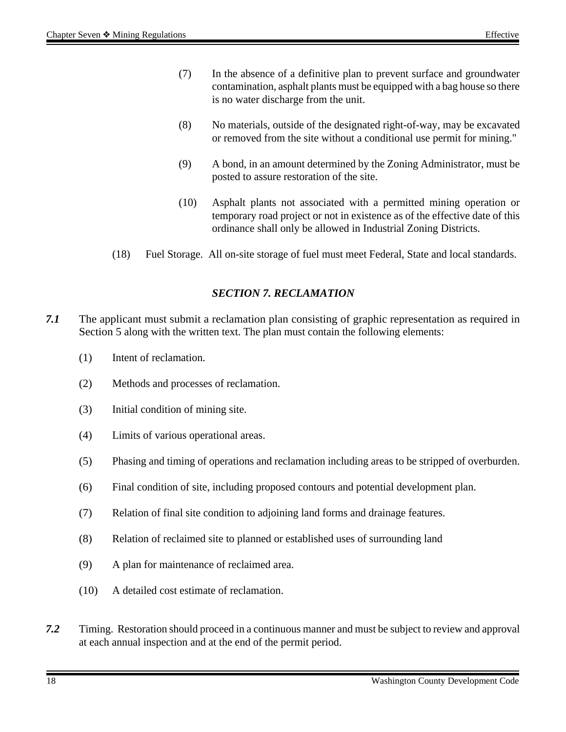(7) In the absence of a definitive plan to prevent surface and groundwater contamination, asphalt plants must be equipped with a bag house so there is no water discharge from the unit.

(8) No materials, outside of the designated right-of-way, may be excavated or removed from the site without a conditional use permit for mining."

(9) A bond, in an amount determined by the Zoning Administrator, must be posted to assure restoration of the site.

(10) Asphalt plants not associated with a permitted mining operation or temporary road project or not in existence as of the effective date of this ordinance shall only be allowed in Industrial Zoning Districts.

(18) Fuel Storage. All on-site storage of fuel must meet Federal, State and local standards.

## *SECTION 7. RECLAMATION*

***7.1*** The applicant must submit a reclamation plan consisting of graphic representation as required in Section 5 along with the written text. The plan must contain the following elements:

(1) Intent of reclamation.

(2) Methods and processes of reclamation.

(3) Initial condition of mining site.

(4) Limits of various operational areas.

(5) Phasing and timing of operations and reclamation including areas to be stripped of overburden.

(6) Final condition of site, including proposed contours and potential development plan.

(7) Relation of final site condition to adjoining land forms and drainage features.

(8) Relation of reclaimed site to planned or established uses of surrounding land

(9) A plan for maintenance of reclaimed area.

(10) A detailed cost estimate of reclamation.

***7.2*** Timing. Restoration should proceed in a continuous manner and must be subject to review and approval at each annual inspection and at the end of the permit period.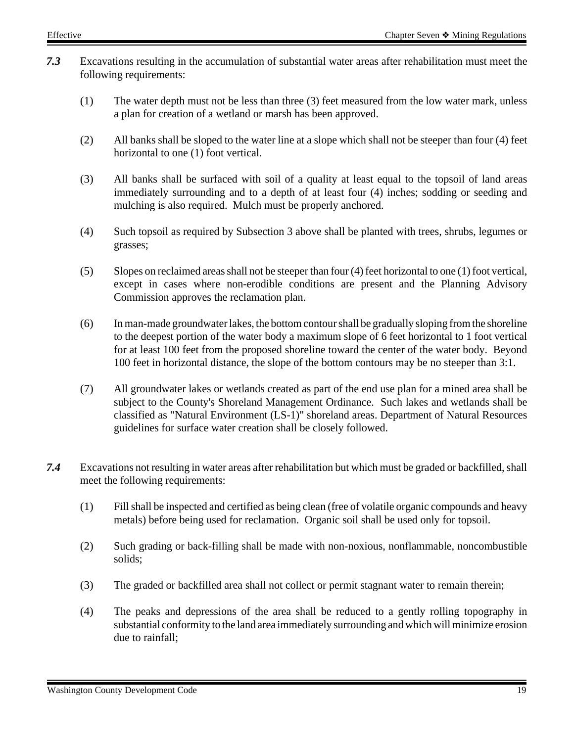***7.3*** Excavations resulting in the accumulation of substantial water areas after rehabilitation must meet the following requirements:

(1) The water depth must not be less than three (3) feet measured from the low water mark, unless a plan for creation of a wetland or marsh has been approved.

(2) All banks shall be sloped to the water line at a slope which shall not be steeper than four (4) feet horizontal to one (1) foot vertical.

(3) All banks shall be surfaced with soil of a quality at least equal to the topsoil of land areas immediately surrounding and to a depth of at least four (4) inches; sodding or seeding and mulching is also required. Mulch must be properly anchored.

(4) Such topsoil as required by Subsection 3 above shall be planted with trees, shrubs, legumes or grasses;

(5) Slopes on reclaimed areas shall not be steeper than four (4) feet horizontal to one (1) foot vertical, except in cases where non-erodible conditions are present and the Planning Advisory Commission approves the reclamation plan.

(6) In man-made groundwater lakes, the bottom contour shall be gradually sloping from the shoreline to the deepest portion of the water body a maximum slope of 6 feet horizontal to 1 foot vertical for at least 100 feet from the proposed shoreline toward the center of the water body. Beyond 100 feet in horizontal distance, the slope of the bottom contours may be no steeper than 3:1.

(7) All groundwater lakes or wetlands created as part of the end use plan for a mined area shall be subject to the County's Shoreland Management Ordinance. Such lakes and wetlands shall be classified as "Natural Environment (LS-1)" shoreland areas. Department of Natural Resources guidelines for surface water creation shall be closely followed.

***7.4*** Excavations not resulting in water areas after rehabilitation but which must be graded or backfilled, shall meet the following requirements:

(1) Fill shall be inspected and certified as being clean (free of volatile organic compounds and heavy metals) before being used for reclamation. Organic soil shall be used only for topsoil.

(2) Such grading or back-filling shall be made with non-noxious, nonflammable, noncombustible solids;

(3) The graded or backfilled area shall not collect or permit stagnant water to remain therein;

(4) The peaks and depressions of the area shall be reduced to a gently rolling topography in substantial conformity to the land area immediately surrounding and which will minimize erosion due to rainfall;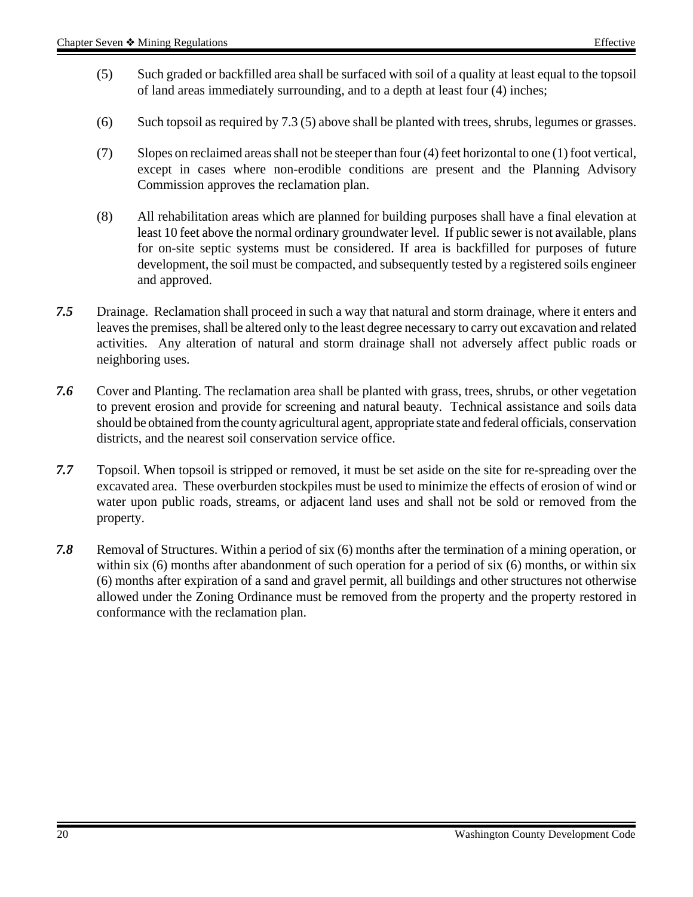(5) Such graded or backfilled area shall be surfaced with soil of a quality at least equal to the topsoil of land areas immediately surrounding, and to a depth at least four (4) inches;

(6) Such topsoil as required by 7.3 (5) above shall be planted with trees, shrubs, legumes or grasses.

(7) Slopes on reclaimed areas shall not be steeper than four (4) feet horizontal to one (1) foot vertical, except in cases where non-erodible conditions are present and the Planning Advisory Commission approves the reclamation plan.

(8) All rehabilitation areas which are planned for building purposes shall have a final elevation at least 10 feet above the normal ordinary groundwater level. If public sewer is not available, plans for on-site septic systems must be considered. If area is backfilled for purposes of future development, the soil must be compacted, and subsequently tested by a registered soils engineer and approved.

***7.5*** Drainage. Reclamation shall proceed in such a way that natural and storm drainage, where it enters and leaves the premises, shall be altered only to the least degree necessary to carry out excavation and related activities. Any alteration of natural and storm drainage shall not adversely affect public roads or neighboring uses.

***7.6*** Cover and Planting. The reclamation area shall be planted with grass, trees, shrubs, or other vegetation to prevent erosion and provide for screening and natural beauty. Technical assistance and soils data should be obtained from the county agricultural agent, appropriate state and federal officials, conservation districts, and the nearest soil conservation service office.

***7.7*** Topsoil. When topsoil is stripped or removed, it must be set aside on the site for re-spreading over the excavated area. These overburden stockpiles must be used to minimize the effects of erosion of wind or water upon public roads, streams, or adjacent land uses and shall not be sold or removed from the property.

***7.8*** Removal of Structures. Within a period of six (6) months after the termination of a mining operation, or within six (6) months after abandonment of such operation for a period of six (6) months, or within six (6) months after expiration of a sand and gravel permit, all buildings and other structures not otherwise allowed under the Zoning Ordinance must be removed from the property and the property restored in conformance with the reclamation plan.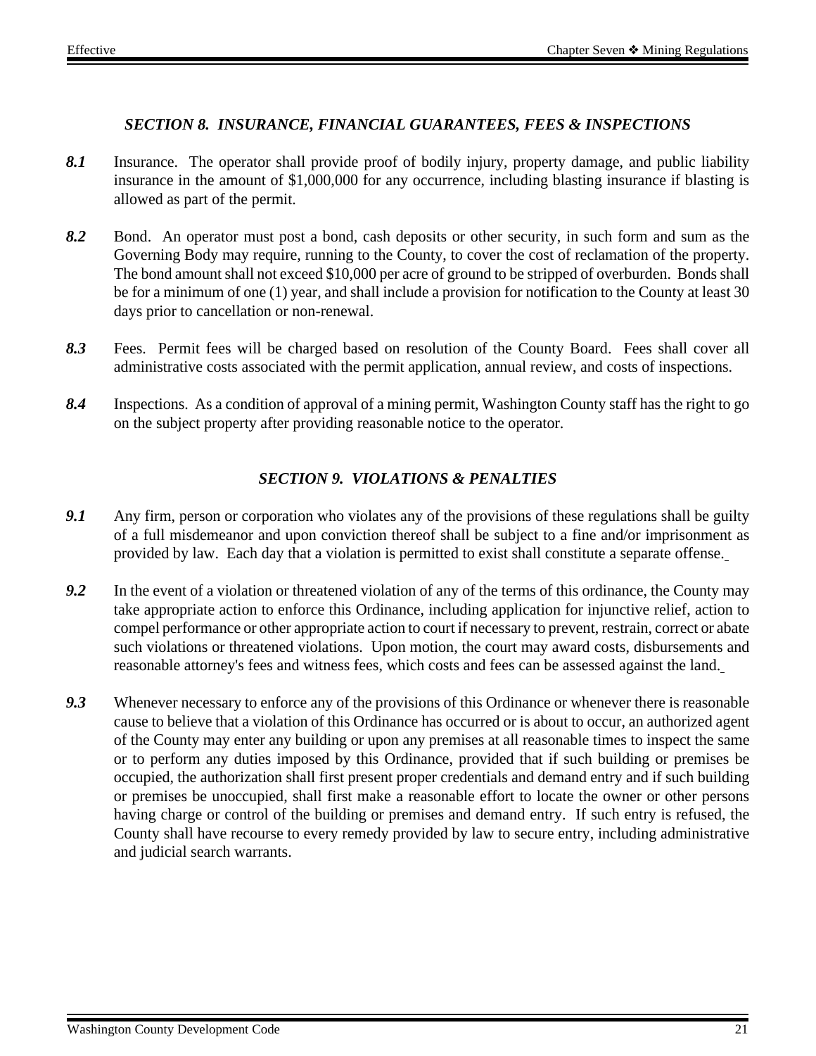### *SECTION 8. INSURANCE, FINANCIAL GUARANTEES, FEES & INSPECTIONS*

***8.1*** Insurance. The operator shall provide proof of bodily injury, property damage, and public liability insurance in the amount of $1,000,000 for any occurrence, including blasting insurance if blasting is allowed as part of the permit.

***8.2*** Bond. An operator must post a bond, cash deposits or other security, in such form and sum as the Governing Body may require, running to the County, to cover the cost of reclamation of the property. The bond amount shall not exceed $10,000 per acre of ground to be stripped of overburden. Bonds shall be for a minimum of one (1) year, and shall include a provision for notification to the County at least 30 days prior to cancellation or non-renewal.

***8.3*** Fees. Permit fees will be charged based on resolution of the County Board. Fees shall cover all administrative costs associated with the permit application, annual review, and costs of inspections.

***8.4*** Inspections. As a condition of approval of a mining permit, Washington County staff has the right to go on the subject property after providing reasonable notice to the operator.

### *SECTION 9. VIOLATIONS & PENALTIES*

***9.1*** Any firm, person or corporation who violates any of the provisions of these regulations shall be guilty of a full misdemeanor and upon conviction thereof shall be subject to a fine and/or imprisonment as provided by law. Each day that a violation is permitted to exist shall constitute a separate offense.

***9.2*** In the event of a violation or threatened violation of any of the terms of this ordinance, the County may take appropriate action to enforce this Ordinance, including application for injunctive relief, action to compel performance or other appropriate action to court if necessary to prevent, restrain, correct or abate such violations or threatened violations. Upon motion, the court may award costs, disbursements and reasonable attorney's fees and witness fees, which costs and fees can be assessed against the land.

***9.3*** Whenever necessary to enforce any of the provisions of this Ordinance or whenever there is reasonable cause to believe that a violation of this Ordinance has occurred or is about to occur, an authorized agent of the County may enter any building or upon any premises at all reasonable times to inspect the same or to perform any duties imposed by this Ordinance, provided that if such building or premises be occupied, the authorization shall first present proper credentials and demand entry and if such building or premises be unoccupied, shall first make a reasonable effort to locate the owner or other persons having charge or control of the building or premises and demand entry. If such entry is refused, the County shall have recourse to every remedy provided by law to secure entry, including administrative and judicial search warrants.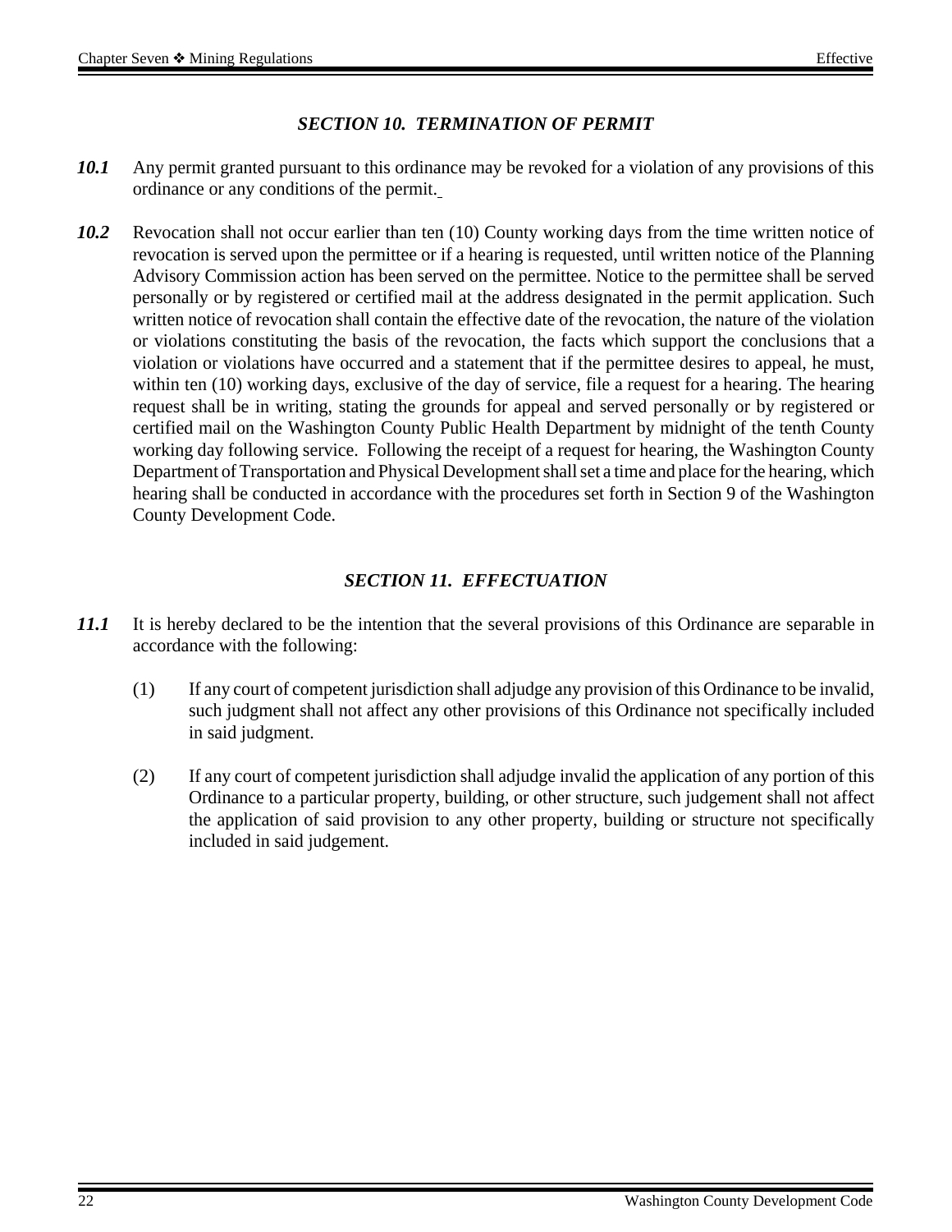## *SECTION 10. TERMINATION OF PERMIT*

***10.1*** Any permit granted pursuant to this ordinance may be revoked for a violation of any provisions of this ordinance or any conditions of the permit.

***10.2*** Revocation shall not occur earlier than ten (10) County working days from the time written notice of revocation is served upon the permittee or if a hearing is requested, until written notice of the Planning Advisory Commission action has been served on the permittee. Notice to the permittee shall be served personally or by registered or certified mail at the address designated in the permit application. Such written notice of revocation shall contain the effective date of the revocation, the nature of the violation or violations constituting the basis of the revocation, the facts which support the conclusions that a violation or violations have occurred and a statement that if the permittee desires to appeal, he must, within ten (10) working days, exclusive of the day of service, file a request for a hearing. The hearing request shall be in writing, stating the grounds for appeal and served personally or by registered or certified mail on the Washington County Public Health Department by midnight of the tenth County working day following service. Following the receipt of a request for hearing, the Washington County Department of Transportation and Physical Development shall set a time and place for the hearing, which hearing shall be conducted in accordance with the procedures set forth in Section 9 of the Washington County Development Code.

## *SECTION 11. EFFECTUATION*

***11.1*** It is hereby declared to be the intention that the several provisions of this Ordinance are separable in accordance with the following:

(1) If any court of competent jurisdiction shall adjudge any provision of this Ordinance to be invalid, such judgment shall not affect any other provisions of this Ordinance not specifically included in said judgment.

(2) If any court of competent jurisdiction shall adjudge invalid the application of any portion of this Ordinance to a particular property, building, or other structure, such judgement shall not affect the application of said provision to any other property, building or structure not specifically included in said judgement.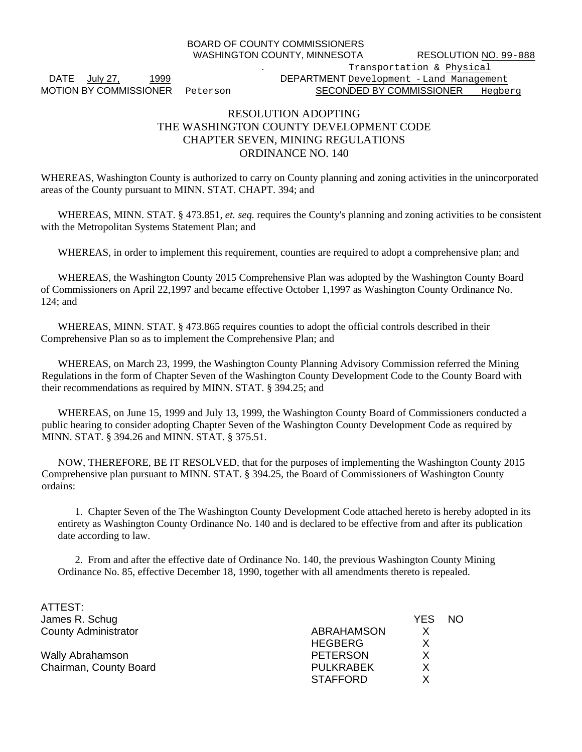BOARD OF COUNTY COMMISSIONERS
WASHINGTON COUNTY, MINNESOTA

RESOLUTION NO. 99-088

DATE July 27, 1999

DEPARTMENT Transportation & Physical Development - Land Management

MOTION BY COMMISSIONER Peterson

SECONDED BY COMMISSIONER Hegberg

# RESOLUTION ADOPTING THE WASHINGTON COUNTY DEVELOPMENT CODE CHAPTER SEVEN, MINING REGULATIONS ORDINANCE NO. 140

WHEREAS, Washington County is authorized to carry on County planning and zoning activities in the unincorporated areas of the County pursuant to MINN. STAT. CHAPT. 394; and

WHEREAS, MINN. STAT. § 473.851, *et. seq.* requires the County's planning and zoning activities to be consistent with the Metropolitan Systems Statement Plan; and

WHEREAS, in order to implement this requirement, counties are required to adopt a comprehensive plan; and

WHEREAS, the Washington County 2015 Comprehensive Plan was adopted by the Washington County Board of Commissioners on April 22,1997 and became effective October 1,1997 as Washington County Ordinance No. 124; and

WHEREAS, MINN. STAT. § 473.865 requires counties to adopt the official controls described in their Comprehensive Plan so as to implement the Comprehensive Plan; and

WHEREAS, on March 23, 1999, the Washington County Planning Advisory Commission referred the Mining Regulations in the form of Chapter Seven of the Washington County Development Code to the County Board with their recommendations as required by MINN. STAT. § 394.25; and

WHEREAS, on June 15, 1999 and July 13, 1999, the Washington County Board of Commissioners conducted a public hearing to consider adopting Chapter Seven of the Washington County Development Code as required by MINN. STAT. § 394.26 and MINN. STAT. § 375.51.

NOW, THEREFORE, BE IT RESOLVED, that for the purposes of implementing the Washington County 2015 Comprehensive plan pursuant to MINN. STAT. § 394.25, the Board of Commissioners of Washington County ordains:

1. Chapter Seven of the The Washington County Development Code attached hereto is hereby adopted in its entirety as Washington County Ordinance No. 140 and is declared to be effective from and after its publication date according to law.

2. From and after the effective date of Ordinance No. 140, the previous Washington County Mining Ordinance No. 85, effective December 18, 1990, together with all amendments thereto is repealed.

ATTEST:
James R. Schug
County Administrator

Wally Abrahamson
Chairman, County Board

| | YES | NO |
|---|---|---|
| ABRAHAMSON | X | |
| HEGBERG | X | |
| PETERSON | X | |
| PULKRABEK | X | |
| STAFFORD | X | |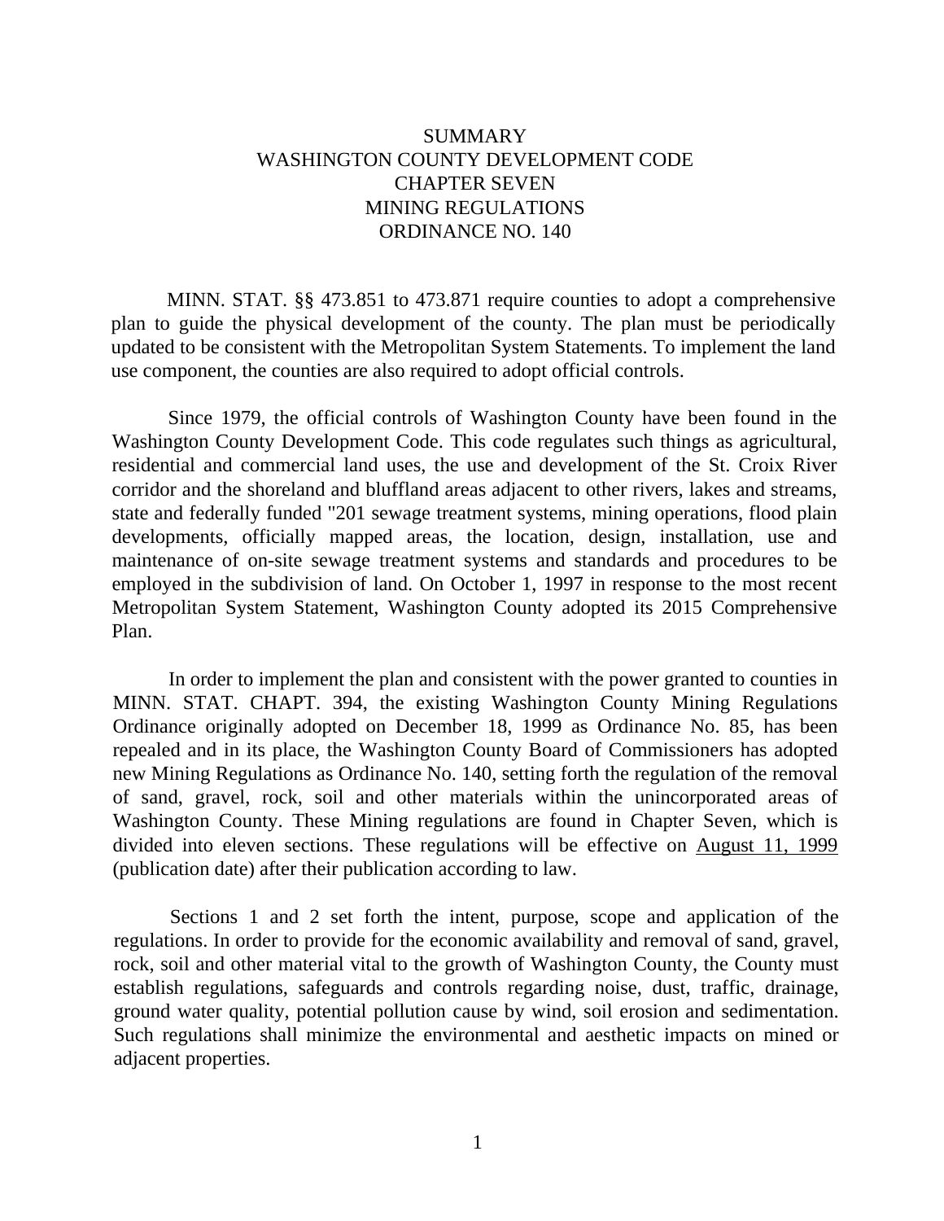# SUMMARY
# WASHINGTON COUNTY DEVELOPMENT CODE
# CHAPTER SEVEN
# MINING REGULATIONS
# ORDINANCE NO. 140

MINN. STAT. §§ 473.851 to 473.871 require counties to adopt a comprehensive plan to guide the physical development of the county. The plan must be periodically updated to be consistent with the Metropolitan System Statements. To implement the land use component, the counties are also required to adopt official controls.

Since 1979, the official controls of Washington County have been found in the Washington County Development Code. This code regulates such things as agricultural, residential and commercial land uses, the use and development of the St. Croix River corridor and the shoreland and bluffland areas adjacent to other rivers, lakes and streams, state and federally funded "201 sewage treatment systems, mining operations, flood plain developments, officially mapped areas, the location, design, installation, use and maintenance of on-site sewage treatment systems and standards and procedures to be employed in the subdivision of land. On October 1, 1997 in response to the most recent Metropolitan System Statement, Washington County adopted its 2015 Comprehensive Plan.

In order to implement the plan and consistent with the power granted to counties in MINN. STAT. CHAPT. 394, the existing Washington County Mining Regulations Ordinance originally adopted on December 18, 1999 as Ordinance No. 85, has been repealed and in its place, the Washington County Board of Commissioners has adopted new Mining Regulations as Ordinance No. 140, setting forth the regulation of the removal of sand, gravel, rock, soil and other materials within the unincorporated areas of Washington County. These Mining regulations are found in Chapter Seven, which is divided into eleven sections. These regulations will be effective on August 11, 1999 (publication date) after their publication according to law.

Sections 1 and 2 set forth the intent, purpose, scope and application of the regulations. In order to provide for the economic availability and removal of sand, gravel, rock, soil and other material vital to the growth of Washington County, the County must establish regulations, safeguards and controls regarding noise, dust, traffic, drainage, ground water quality, potential pollution cause by wind, soil erosion and sedimentation. Such regulations shall minimize the environmental and aesthetic impacts on mined or adjacent properties.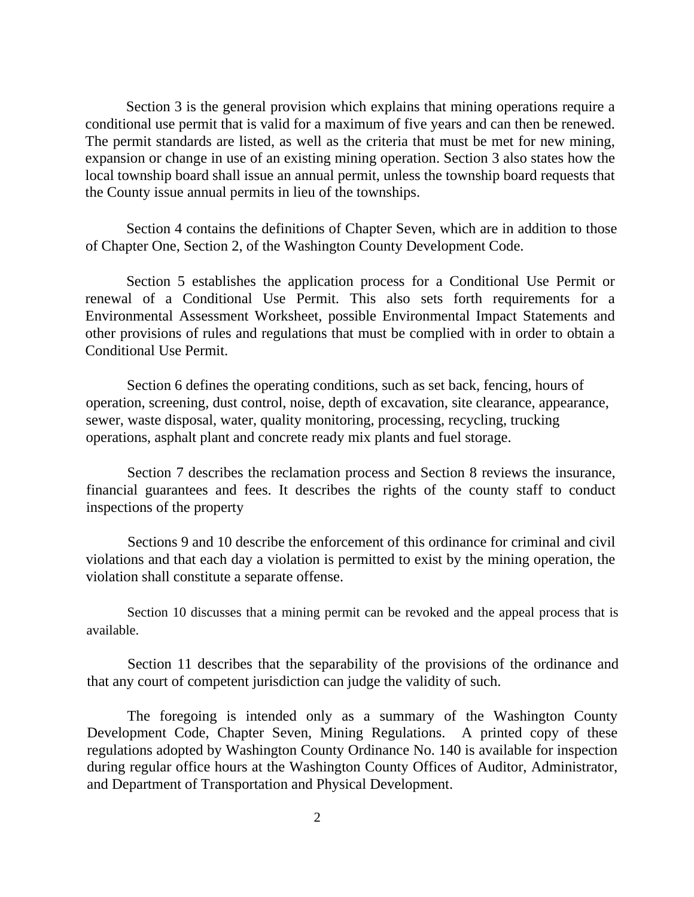Section 3 is the general provision which explains that mining operations require a conditional use permit that is valid for a maximum of five years and can then be renewed. The permit standards are listed, as well as the criteria that must be met for new mining, expansion or change in use of an existing mining operation. Section 3 also states how the local township board shall issue an annual permit, unless the township board requests that the County issue annual permits in lieu of the townships.

Section 4 contains the definitions of Chapter Seven, which are in addition to those of Chapter One, Section 2, of the Washington County Development Code.

Section 5 establishes the application process for a Conditional Use Permit or renewal of a Conditional Use Permit. This also sets forth requirements for a Environmental Assessment Worksheet, possible Environmental Impact Statements and other provisions of rules and regulations that must be complied with in order to obtain a Conditional Use Permit.

Section 6 defines the operating conditions, such as set back, fencing, hours of operation, screening, dust control, noise, depth of excavation, site clearance, appearance, sewer, waste disposal, water, quality monitoring, processing, recycling, trucking operations, asphalt plant and concrete ready mix plants and fuel storage.

Section 7 describes the reclamation process and Section 8 reviews the insurance, financial guarantees and fees. It describes the rights of the county staff to conduct inspections of the property

Sections 9 and 10 describe the enforcement of this ordinance for criminal and civil violations and that each day a violation is permitted to exist by the mining operation, the violation shall constitute a separate offense.

Section 10 discusses that a mining permit can be revoked and the appeal process that is available.

Section 11 describes that the separability of the provisions of the ordinance and that any court of competent jurisdiction can judge the validity of such.

The foregoing is intended only as a summary of the Washington County Development Code, Chapter Seven, Mining Regulations. A printed copy of these regulations adopted by Washington County Ordinance No. 140 is available for inspection during regular office hours at the Washington County Offices of Auditor, Administrator, and Department of Transportation and Physical Development.